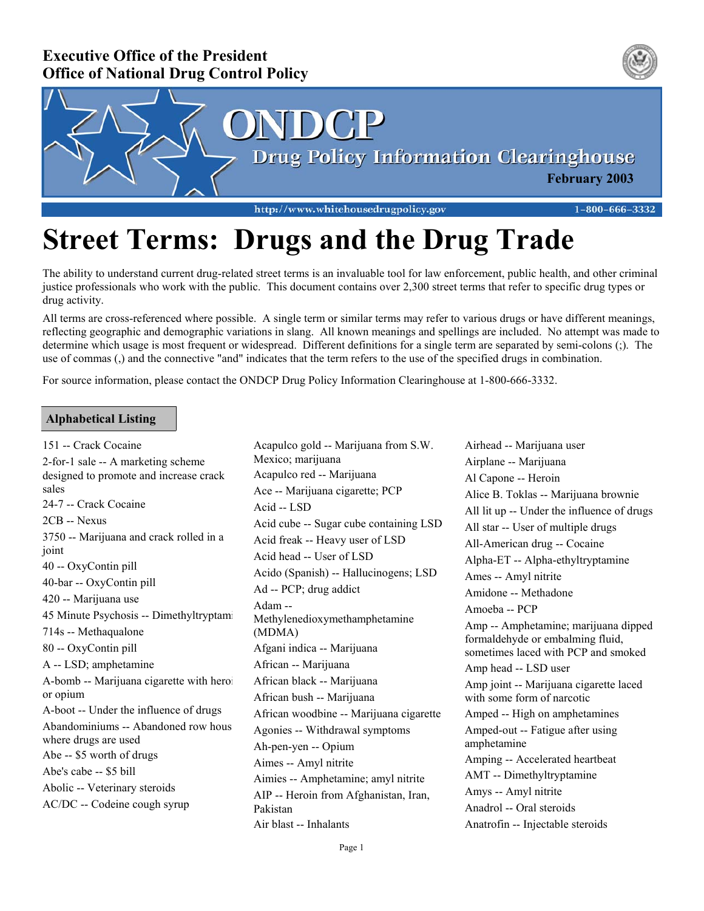**Executive Office of the President**
**Office of National Drug Control Policy**

ONDCP
Drug Policy Information Clearinghouse
**February 2003**

http://www.whitehousedrugpolicy.gov 1-800-666-3332

# Street Terms: Drugs and the Drug Trade

The ability to understand current drug-related street terms is an invaluable tool for law enforcement, public health, and other criminal justice professionals who work with the public. This document contains over 2,300 street terms that refer to specific drug types or drug activity.

All terms are cross-referenced where possible. A single term or similar terms may refer to various drugs or have different meanings, reflecting geographic and demographic variations in slang. All known meanings and spellings are included. No attempt was made to determine which usage is most frequent or widespread. Different definitions for a single term are separated by semi-colons (;). The use of commas (,) and the connective "and" indicates that the term refers to the use of the specified drugs in combination.

For source information, please contact the ONDCP Drug Policy Information Clearinghouse at 1-800-666-3332.

## Alphabetical Listing

151 -- Crack Cocaine
2-for-1 sale -- A marketing scheme designed to promote and increase crack sales
24-7 -- Crack Cocaine
2CB -- Nexus
3750 -- Marijuana and crack rolled in a joint
40 -- OxyContin pill
40-bar -- OxyContin pill
420 -- Marijuana use
45 Minute Psychosis -- Dimethyltryptami
714s -- Methaqualone
80 -- OxyContin pill
A -- LSD; amphetamine
A-bomb -- Marijuana cigarette with heroi or opium
A-boot -- Under the influence of drugs
Abandominiums -- Abandoned row hous where drugs are used
Abe -- $5 worth of drugs
Abe's cabe -- $5 bill
Abolic -- Veterinary steroids
AC/DC -- Codeine cough syrup
Acapulco gold -- Marijuana from S.W. Mexico; marijuana
Acapulco red -- Marijuana
Ace -- Marijuana cigarette; PCP
Acid -- LSD
Acid cube -- Sugar cube containing LSD
Acid freak -- Heavy user of LSD
Acid head -- User of LSD
Acido (Spanish) -- Hallucinogens; LSD
Ad -- PCP; drug addict
Adam -- Methylenedioxymethamphetamine (MDMA)
Afgani indica -- Marijuana
African -- Marijuana
African black -- Marijuana
African bush -- Marijuana
African woodbine -- Marijuana cigarette
Agonies -- Withdrawal symptoms
Ah-pen-yen -- Opium
Aimes -- Amyl nitrite
Aimies -- Amphetamine; amyl nitrite
AIP -- Heroin from Afghanistan, Iran, Pakistan
Air blast -- Inhalants
Airhead -- Marijuana user
Airplane -- Marijuana
Al Capone -- Heroin
Alice B. Toklas -- Marijuana brownie
All lit up -- Under the influence of drugs
All star -- User of multiple drugs
All-American drug -- Cocaine
Alpha-ET -- Alpha-ethyltryptamine
Ames -- Amyl nitrite
Amidone -- Methadone
Amoeba -- PCP
Amp -- Amphetamine; marijuana dipped formaldehyde or embalming fluid, sometimes laced with PCP and smoked
Amp head -- LSD user
Amp joint -- Marijuana cigarette laced with some form of narcotic
Amped -- High on amphetamines
Amped-out -- Fatigue after using amphetamine
Amping -- Accelerated heartbeat
AMT -- Dimethyltryptamine
Amys -- Amyl nitrite
Anadrol -- Oral steroids
Anatrofin -- Injectable steroids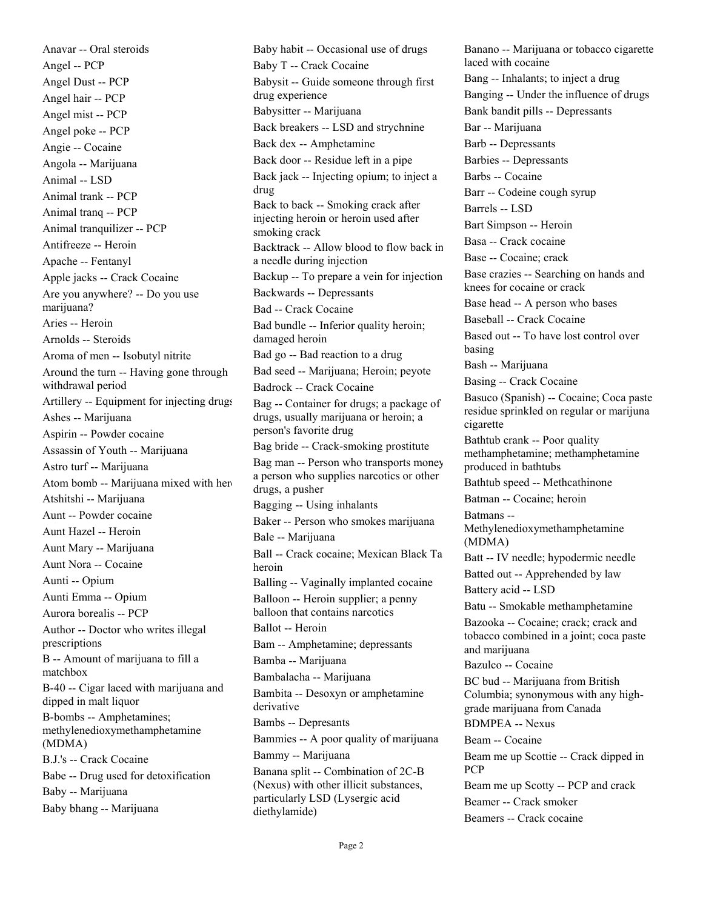Anavar -- Oral steroids
Angel -- PCP
Angel Dust -- PCP
Angel hair -- PCP
Angel mist -- PCP
Angel poke -- PCP
Angie -- Cocaine
Angola -- Marijuana
Animal -- LSD
Animal trank -- PCP
Animal tranq -- PCP
Animal tranquilizer -- PCP
Antifreeze -- Heroin
Apache -- Fentanyl
Apple jacks -- Crack Cocaine
Are you anywhere? -- Do you use marijuana?
Aries -- Heroin
Arnolds -- Steroids
Aroma of men -- Isobutyl nitrite
Around the turn -- Having gone through withdrawal period
Artillery -- Equipment for injecting drugs
Ashes -- Marijuana
Aspirin -- Powder cocaine
Assassin of Youth -- Marijuana
Astro turf -- Marijuana
Atom bomb -- Marijuana mixed with her
Atshitshi -- Marijuana
Aunt -- Powder cocaine
Aunt Hazel -- Heroin
Aunt Mary -- Marijuana
Aunt Nora -- Cocaine
Aunti -- Opium
Aunti Emma -- Opium
Aurora borealis -- PCP
Author -- Doctor who writes illegal prescriptions
B -- Amount of marijuana to fill a matchbox
B-40 -- Cigar laced with marijuana and dipped in malt liquor
B-bombs -- Amphetamines; methylenedioxymethamphetamine (MDMA)
B.J.'s -- Crack Cocaine
Babe -- Drug used for detoxification
Baby -- Marijuana
Baby bhang -- Marijuana
Baby habit -- Occasional use of drugs
Baby T -- Crack Cocaine
Babysit -- Guide someone through first drug experience
Babysitter -- Marijuana
Back breakers -- LSD and strychnine
Back dex -- Amphetamine
Back door -- Residue left in a pipe
Back jack -- Injecting opium; to inject a drug
Back to back -- Smoking crack after injecting heroin or heroin used after smoking crack
Backtrack -- Allow blood to flow back in a needle during injection
Backup -- To prepare a vein for injection
Backwards -- Depressants
Bad -- Crack Cocaine
Bad bundle -- Inferior quality heroin; damaged heroin
Bad go -- Bad reaction to a drug
Bad seed -- Marijuana; Heroin; peyote
Badrock -- Crack Cocaine
Bag -- Container for drugs; a package of drugs, usually marijuana or heroin; a person's favorite drug
Bag bride -- Crack-smoking prostitute
Bag man -- Person who transports money a person who supplies narcotics or other drugs, a pusher
Bagging -- Using inhalants
Baker -- Person who smokes marijuana
Bale -- Marijuana
Ball -- Crack cocaine; Mexican Black Ta heroin
Balling -- Vaginally implanted cocaine
Balloon -- Heroin supplier; a penny balloon that contains narcotics
Ballot -- Heroin
Bam -- Amphetamine; depressants
Bamba -- Marijuana
Bambalacha -- Marijuana
Bambita -- Desoxyn or amphetamine derivative
Bambs -- Depresants
Bammies -- A poor quality of marijuana
Bammy -- Marijuana
Banana split -- Combination of 2C-B (Nexus) with other illicit substances, particularly LSD (Lysergic acid diethylamide)
Banano -- Marijuana or tobacco cigarette laced with cocaine
Bang -- Inhalants; to inject a drug
Banging -- Under the influence of drugs
Bank bandit pills -- Depressants
Bar -- Marijuana
Barb -- Depressants
Barbies -- Depressants
Barbs -- Cocaine
Barr -- Codeine cough syrup
Barrels -- LSD
Bart Simpson -- Heroin
Basa -- Crack cocaine
Base -- Cocaine; crack
Base crazies -- Searching on hands and knees for cocaine or crack
Base head -- A person who bases
Baseball -- Crack Cocaine
Based out -- To have lost control over basing
Bash -- Marijuana
Basing -- Crack Cocaine
Basuco (Spanish) -- Cocaine; Coca paste residue sprinkled on regular or marijuna cigarette
Bathtub crank -- Poor quality methamphetamine; methamphetamine produced in bathtubs
Bathtub speed -- Methcathinone
Batman -- Cocaine; heroin
Batmans -- Methylenedioxymethamphetamine (MDMA)
Batt -- IV needle; hypodermic needle
Batted out -- Apprehended by law
Battery acid -- LSD
Batu -- Smokable methamphetamine
Bazooka -- Cocaine; crack; crack and tobacco combined in a joint; coca paste and marijuana
Bazulco -- Cocaine
BC bud -- Marijuana from British Columbia; synonymous with any high-grade marijuana from Canada
BDMPEA -- Nexus
Beam -- Cocaine
Beam me up Scottie -- Crack dipped in PCP
Beam me up Scotty -- PCP and crack
Beamer -- Crack smoker
Beamers -- Crack cocaine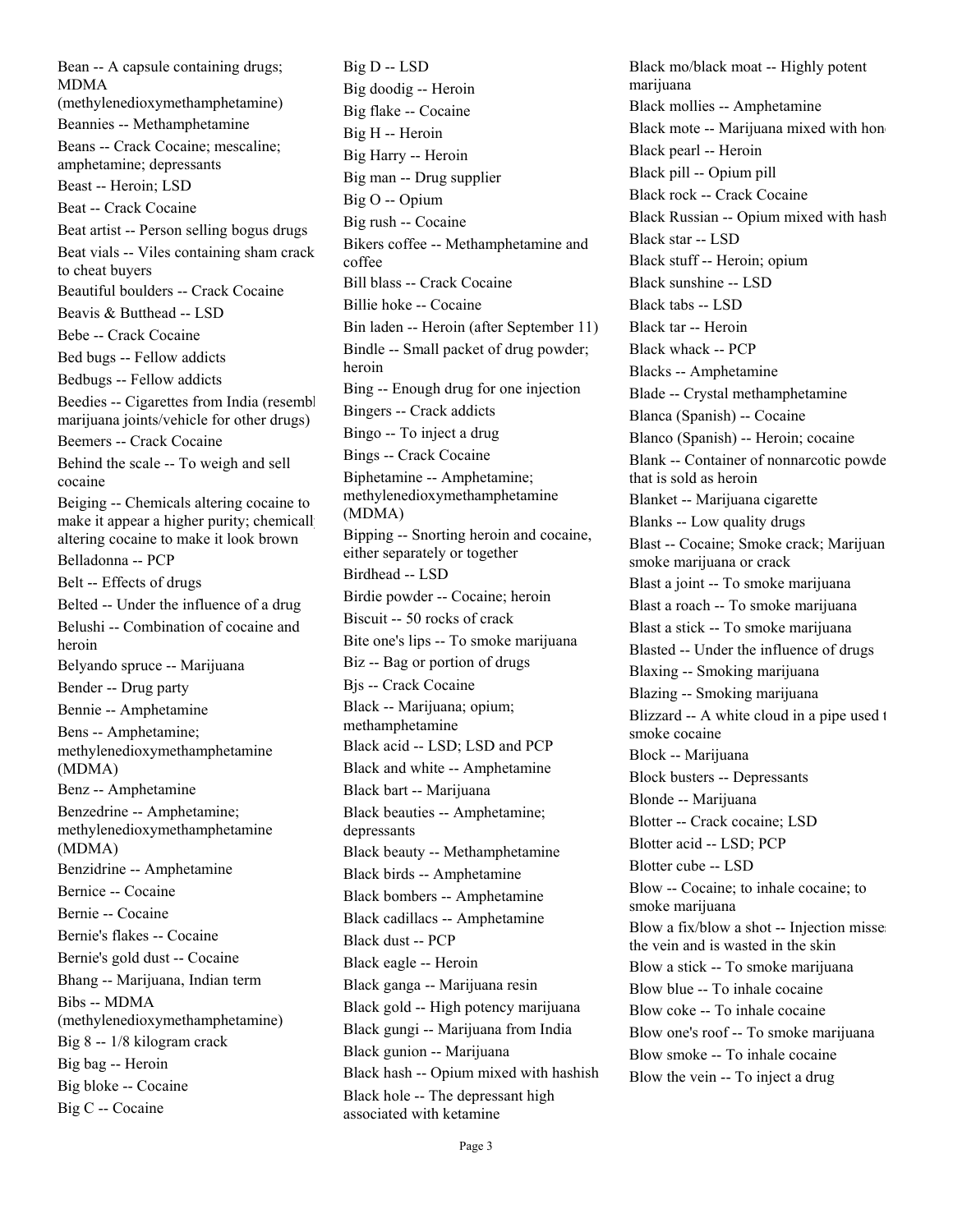Bean -- A capsule containing drugs; MDMA (methylenedioxymethamphetamine)

Beannies -- Methamphetamine

Beans -- Crack Cocaine; mescaline; amphetamine; depressants

Beast -- Heroin; LSD

Beat -- Crack Cocaine

Beat artist -- Person selling bogus drugs

Beat vials -- Viles containing sham crack to cheat buyers

Beautiful boulders -- Crack Cocaine

Beavis & Butthead -- LSD

Bebe -- Crack Cocaine

Bed bugs -- Fellow addicts

Bedbugs -- Fellow addicts

Beedies -- Cigarettes from India (resembl marijuana joints/vehicle for other drugs)

Beemers -- Crack Cocaine

Behind the scale -- To weigh and sell cocaine

Beiging -- Chemicals altering cocaine to make it appear a higher purity; chemicall altering cocaine to make it look brown

Belladonna -- PCP

Belt -- Effects of drugs

Belted -- Under the influence of a drug

Belushi -- Combination of cocaine and heroin

Belyando spruce -- Marijuana

Bender -- Drug party

Bennie -- Amphetamine

Bens -- Amphetamine; methylenedioxymethamphetamine (MDMA)

Benz -- Amphetamine

Benzedrine -- Amphetamine; methylenedioxymethamphetamine (MDMA)

Benzidrine -- Amphetamine

Bernice -- Cocaine

Bernie -- Cocaine

Bernie's flakes -- Cocaine

Bernie's gold dust -- Cocaine

Bhang -- Marijuana, Indian term

Bibs -- MDMA (methylenedioxymethamphetamine)

Big 8 -- 1/8 kilogram crack

Big bag -- Heroin

Big bloke -- Cocaine

Big C -- Cocaine

Big D -- LSD

Big doodig -- Heroin

Big flake -- Cocaine

Big H -- Heroin

Big Harry -- Heroin

Big man -- Drug supplier

Big O -- Opium

Big rush -- Cocaine

Bikers coffee -- Methamphetamine and coffee

Bill blass -- Crack Cocaine

Billie hoke -- Cocaine

Bin laden -- Heroin (after September 11)

Bindle -- Small packet of drug powder; heroin

Bing -- Enough drug for one injection

Bingers -- Crack addicts

Bingo -- To inject a drug

Bings -- Crack Cocaine

Biphetamine -- Amphetamine; methylenedioxymethamphetamine (MDMA)

Bipping -- Snorting heroin and cocaine, either separately or together

Birdhead -- LSD

Birdie powder -- Cocaine; heroin

Biscuit -- 50 rocks of crack

Bite one's lips -- To smoke marijuana

Biz -- Bag or portion of drugs

Bjs -- Crack Cocaine

Black -- Marijuana; opium; methamphetamine

Black acid -- LSD; LSD and PCP

Black and white -- Amphetamine

Black bart -- Marijuana

Black beauties -- Amphetamine; depressants

Black beauty -- Methamphetamine

Black birds -- Amphetamine

Black bombers -- Amphetamine

Black cadillacs -- Amphetamine

Black dust -- PCP

Black eagle -- Heroin

Black ganga -- Marijuana resin

Black gold -- High potency marijuana

Black gungi -- Marijuana from India

Black gunion -- Marijuana

Black hash -- Opium mixed with hashish

Black hole -- The depressant high associated with ketamine

Black mo/black moat -- Highly potent marijuana

Black mollies -- Amphetamine

Black mote -- Marijuana mixed with hon

Black pearl -- Heroin

Black pill -- Opium pill

Black rock -- Crack Cocaine

Black Russian -- Opium mixed with hash

Black star -- LSD

Black stuff -- Heroin; opium

Black sunshine -- LSD

Black tabs -- LSD

Black tar -- Heroin

Black whack -- PCP

Blacks -- Amphetamine

Blade -- Crystal methamphetamine

Blanca (Spanish) -- Cocaine

Blanco (Spanish) -- Heroin; cocaine

Blank -- Container of nonnarcotic powde that is sold as heroin

Blanket -- Marijuana cigarette

Blanks -- Low quality drugs

Blast -- Cocaine; Smoke crack; Marijuan smoke marijuana or crack

Blast a joint -- To smoke marijuana

Blast a roach -- To smoke marijuana

Blast a stick -- To smoke marijuana

Blasted -- Under the influence of drugs

Blaxing -- Smoking marijuana

Blazing -- Smoking marijuana

Blizzard -- A white cloud in a pipe used t smoke cocaine

Block -- Marijuana

Block busters -- Depressants

Blonde -- Marijuana

Blotter -- Crack cocaine; LSD

Blotter acid -- LSD; PCP

Blotter cube -- LSD

Blow -- Cocaine; to inhale cocaine; to smoke marijuana

Blow a fix/blow a shot -- Injection misse the vein and is wasted in the skin

Blow a stick -- To smoke marijuana

Blow blue -- To inhale cocaine

Blow coke -- To inhale cocaine

Blow one's roof -- To smoke marijuana

Blow smoke -- To inhale cocaine

Blow the vein -- To inject a drug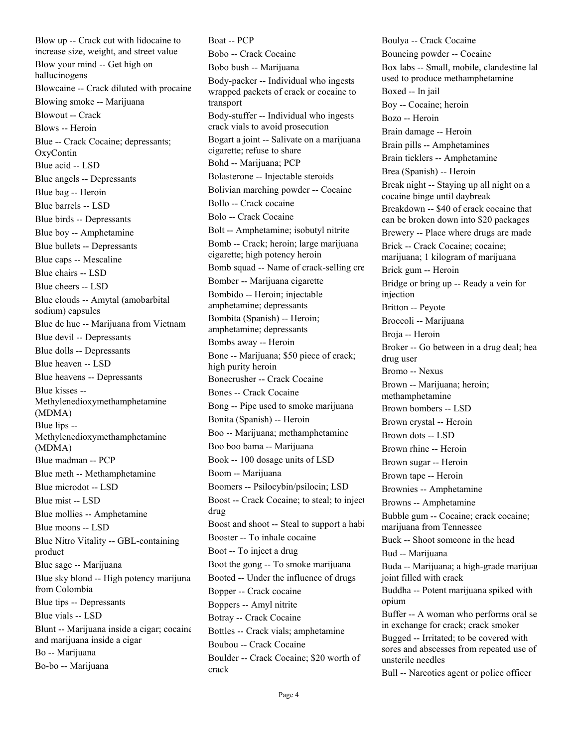Blow up -- Crack cut with lidocaine to increase size, weight, and street value
Blow your mind -- Get high on hallucinogens
Blowcaine -- Crack diluted with procaine
Blowing smoke -- Marijuana
Blowout -- Crack
Blows -- Heroin
Blue -- Crack Cocaine; depressants; OxyContin
Blue acid -- LSD
Blue angels -- Depressants
Blue bag -- Heroin
Blue barrels -- LSD
Blue birds -- Depressants
Blue boy -- Amphetamine
Blue bullets -- Depressants
Blue caps -- Mescaline
Blue chairs -- LSD
Blue cheers -- LSD
Blue clouds -- Amytal (amobarbital sodium) capsules
Blue de hue -- Marijuana from Vietnam
Blue devil -- Depressants
Blue dolls -- Depressants
Blue heaven -- LSD
Blue heavens -- Depressants
Blue kisses -- Methylenedioxymethamphetamine (MDMA)
Blue lips -- Methylenedioxymethamphetamine (MDMA)
Blue madman -- PCP
Blue meth -- Methamphetamine
Blue microdot -- LSD
Blue mist -- LSD
Blue mollies -- Amphetamine
Blue moons -- LSD
Blue Nitro Vitality -- GBL-containing product
Blue sage -- Marijuana
Blue sky blond -- High potency marijuana from Colombia
Blue tips -- Depressants
Blue vials -- LSD
Blunt -- Marijuana inside a cigar; cocaine and marijuana inside a cigar
Bo -- Marijuana
Bo-bo -- Marijuana
Boat -- PCP
Bobo -- Crack Cocaine
Bobo bush -- Marijuana
Body-packer -- Individual who ingests wrapped packets of crack or cocaine to transport
Body-stuffer -- Individual who ingests crack vials to avoid prosecution
Bogart a joint -- Salivate on a marijuana cigarette; refuse to share
Bohd -- Marijuana; PCP
Bolasterone -- Injectable steroids
Bolivian marching powder -- Cocaine
Bollo -- Crack cocaine
Bolo -- Crack Cocaine
Bolt -- Amphetamine; isobutyl nitrite
Bomb -- Crack; heroin; large marijuana cigarette; high potency heroin
Bomb squad -- Name of crack-selling cre
Bomber -- Marijuana cigarette
Bombido -- Heroin; injectable amphetamine; depressants
Bombita (Spanish) -- Heroin; amphetamine; depressants
Bombs away -- Heroin
Bone -- Marijuana; $50 piece of crack; high purity heroin
Bonecrusher -- Crack Cocaine
Bones -- Crack Cocaine
Bong -- Pipe used to smoke marijuana
Bonita (Spanish) -- Heroin
Boo -- Marijuana; methamphetamine
Boo boo bama -- Marijuana
Book -- 100 dosage units of LSD
Boom -- Marijuana
Boomers -- Psilocybin/psilocin; LSD
Boost -- Crack Cocaine; to steal; to inject drug
Boost and shoot -- Steal to support a habi
Booster -- To inhale cocaine
Boot -- To inject a drug
Boot the gong -- To smoke marijuana
Booted -- Under the influence of drugs
Bopper -- Crack cocaine
Boppers -- Amyl nitrite
Botray -- Crack Cocaine
Bottles -- Crack vials; amphetamine
Boubou -- Crack Cocaine
Boulder -- Crack Cocaine; $20 worth of crack
Boulya -- Crack Cocaine
Bouncing powder -- Cocaine
Box labs -- Small, mobile, clandestine lal used to produce methamphetamine
Boxed -- In jail
Boy -- Cocaine; heroin
Bozo -- Heroin
Brain damage -- Heroin
Brain pills -- Amphetamines
Brain ticklers -- Amphetamine
Brea (Spanish) -- Heroin
Break night -- Staying up all night on a cocaine binge until daybreak
Breakdown -- $40 of crack cocaine that can be broken down into $20 packages
Brewery -- Place where drugs are made
Brick -- Crack Cocaine; cocaine; marijuana; 1 kilogram of marijuana
Brick gum -- Heroin
Bridge or bring up -- Ready a vein for injection
Britton -- Peyote
Broccoli -- Marijuana
Broja -- Heroin
Broker -- Go between in a drug deal; hea drug user
Bromo -- Nexus
Brown -- Marijuana; heroin; methamphetamine
Brown bombers -- LSD
Brown crystal -- Heroin
Brown dots -- LSD
Brown rhine -- Heroin
Brown sugar -- Heroin
Brown tape -- Heroin
Brownies -- Amphetamine
Browns -- Amphetamine
Bubble gum -- Cocaine; crack cocaine; marijuana from Tennessee
Buck -- Shoot someone in the head
Bud -- Marijuana
Buda -- Marijuana; a high-grade marijuai joint filled with crack
Buddha -- Potent marijuana spiked with opium
Buffer -- A woman who performs oral se in exchange for crack; crack smoker
Bugged -- Irritated; to be covered with sores and abscesses from repeated use of unsterile needles
Bull -- Narcotics agent or police officer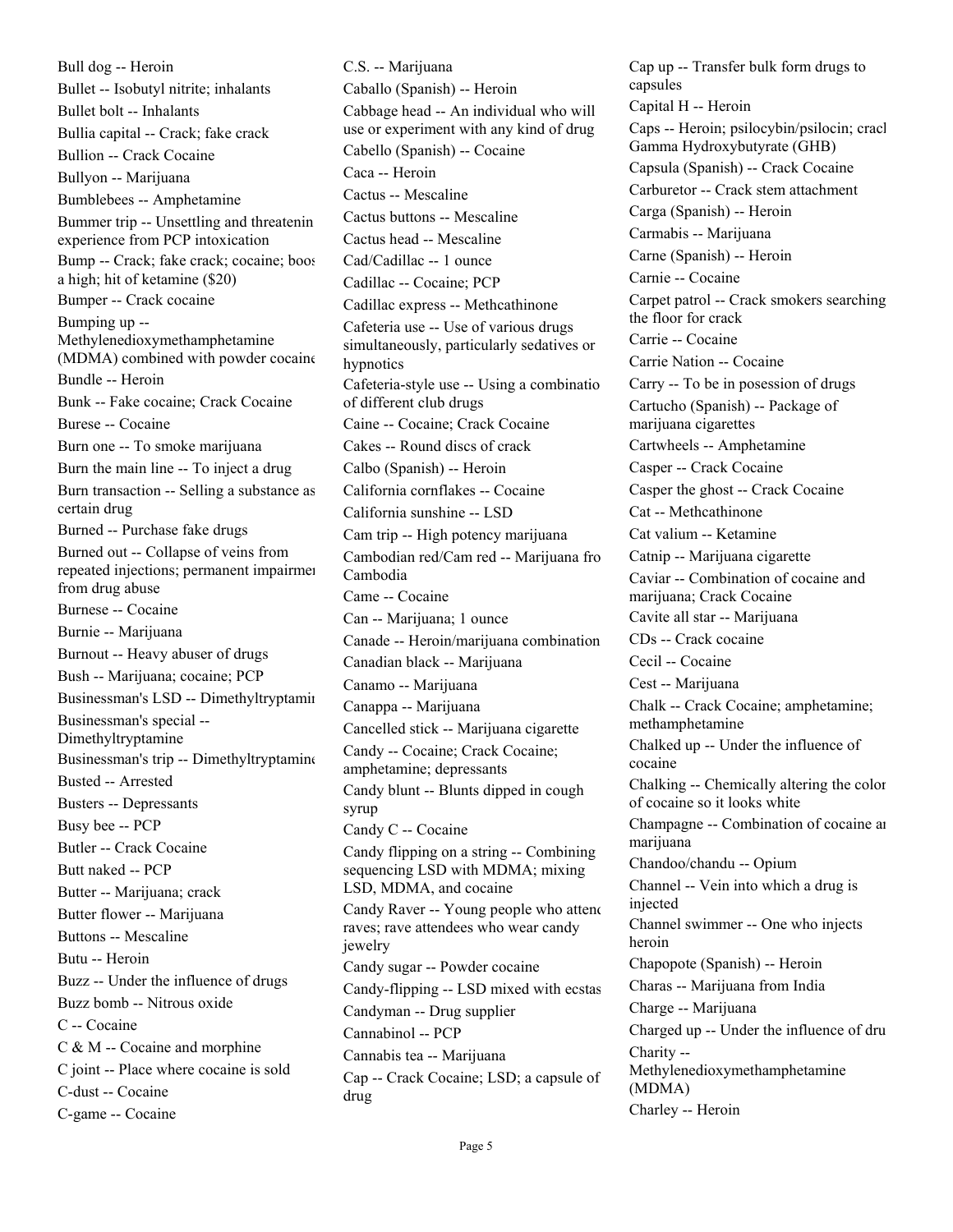Bull dog -- Heroin

Bullet -- Isobutyl nitrite; inhalants

Bullet bolt -- Inhalants

Bullia capital -- Crack; fake crack

Bullion -- Crack Cocaine

Bullyon -- Marijuana

Bumblebees -- Amphetamine

Bummer trip -- Unsettling and threatenin experience from PCP intoxication

Bump -- Crack; fake crack; cocaine; boos a high; hit of ketamine ($20)

Bumper -- Crack cocaine

Bumping up -- Methylenedioxymethamphetamine (MDMA) combined with powder cocaine

Bundle -- Heroin

Bunk -- Fake cocaine; Crack Cocaine

Burese -- Cocaine

Burn one -- To smoke marijuana

Burn the main line -- To inject a drug

Burn transaction -- Selling a substance as certain drug

Burned -- Purchase fake drugs

Burned out -- Collapse of veins from repeated injections; permanent impairmen from drug abuse

Burnese -- Cocaine

Burnie -- Marijuana

Burnout -- Heavy abuser of drugs

Bush -- Marijuana; cocaine; PCP

Businessman's LSD -- Dimethyltryptamin

Businessman's special -- Dimethyltryptamine

Businessman's trip -- Dimethyltryptamine

Busted -- Arrested

Busters -- Depressants

Busy bee -- PCP

Butler -- Crack Cocaine

Butt naked -- PCP

Butter -- Marijuana; crack

Butter flower -- Marijuana

Buttons -- Mescaline

Butu -- Heroin

Buzz -- Under the influence of drugs

Buzz bomb -- Nitrous oxide

C -- Cocaine

C & M -- Cocaine and morphine

C joint -- Place where cocaine is sold

C-dust -- Cocaine

C-game -- Cocaine

C.S. -- Marijuana

Caballo (Spanish) -- Heroin

Cabbage head -- An individual who will use or experiment with any kind of drug

Cabello (Spanish) -- Cocaine

Caca -- Heroin

Cactus -- Mescaline

Cactus buttons -- Mescaline

Cactus head -- Mescaline

Cad/Cadillac -- 1 ounce

Cadillac -- Cocaine; PCP

Cadillac express -- Methcathinone

Cafeteria use -- Use of various drugs simultaneously, particularly sedatives or hypnotics

Cafeteria-style use -- Using a combinatio of different club drugs

Caine -- Cocaine; Crack Cocaine

Cakes -- Round discs of crack

Calbo (Spanish) -- Heroin

California cornflakes -- Cocaine

California sunshine -- LSD

Cam trip -- High potency marijuana

Cambodian red/Cam red -- Marijuana fro Cambodia

Came -- Cocaine

Can -- Marijuana; 1 ounce

Canade -- Heroin/marijuana combination

Canadian black -- Marijuana

Canamo -- Marijuana

Canappa -- Marijuana

Cancelled stick -- Marijuana cigarette

Candy -- Cocaine; Crack Cocaine; amphetamine; depressants

Candy blunt -- Blunts dipped in cough syrup

Candy C -- Cocaine

Candy flipping on a string -- Combining sequencing LSD with MDMA; mixing LSD, MDMA, and cocaine

Candy Raver -- Young people who attend raves; rave attendees who wear candy jewelry

Candy sugar -- Powder cocaine

Candy-flipping -- LSD mixed with ecstas

Candyman -- Drug supplier

Cannabinol -- PCP

Cannabis tea -- Marijuana

Cap -- Crack Cocaine; LSD; a capsule of drug

Cap up -- Transfer bulk form drugs to capsules

Capital H -- Heroin

Caps -- Heroin; psilocybin/psilocin; cracl Gamma Hydroxybutyrate (GHB)

Capsula (Spanish) -- Crack Cocaine

Carburetor -- Crack stem attachment

Carga (Spanish) -- Heroin

Carmabis -- Marijuana

Carne (Spanish) -- Heroin

Carnie -- Cocaine

Carpet patrol -- Crack smokers searching the floor for crack

Carrie -- Cocaine

Carrie Nation -- Cocaine

Carry -- To be in posession of drugs

Cartucho (Spanish) -- Package of marijuana cigarettes

Cartwheels -- Amphetamine

Casper -- Crack Cocaine

Casper the ghost -- Crack Cocaine

Cat -- Methcathinone

Cat valium -- Ketamine

Catnip -- Marijuana cigarette

Caviar -- Combination of cocaine and marijuana; Crack Cocaine

Cavite all star -- Marijuana

CDs -- Crack cocaine

Cecil -- Cocaine

Cest -- Marijuana

Chalk -- Crack Cocaine; amphetamine; methamphetamine

Chalked up -- Under the influence of cocaine

Chalking -- Chemically altering the color of cocaine so it looks white

Champagne -- Combination of cocaine an marijuana

Chandoo/chandu -- Opium

Channel -- Vein into which a drug is injected

Channel swimmer -- One who injects heroin

Chapopote (Spanish) -- Heroin

Charas -- Marijuana from India

Charge -- Marijuana

Charged up -- Under the influence of dru

Charity -- Methylenedioxymethamphetamine (MDMA)

Charley -- Heroin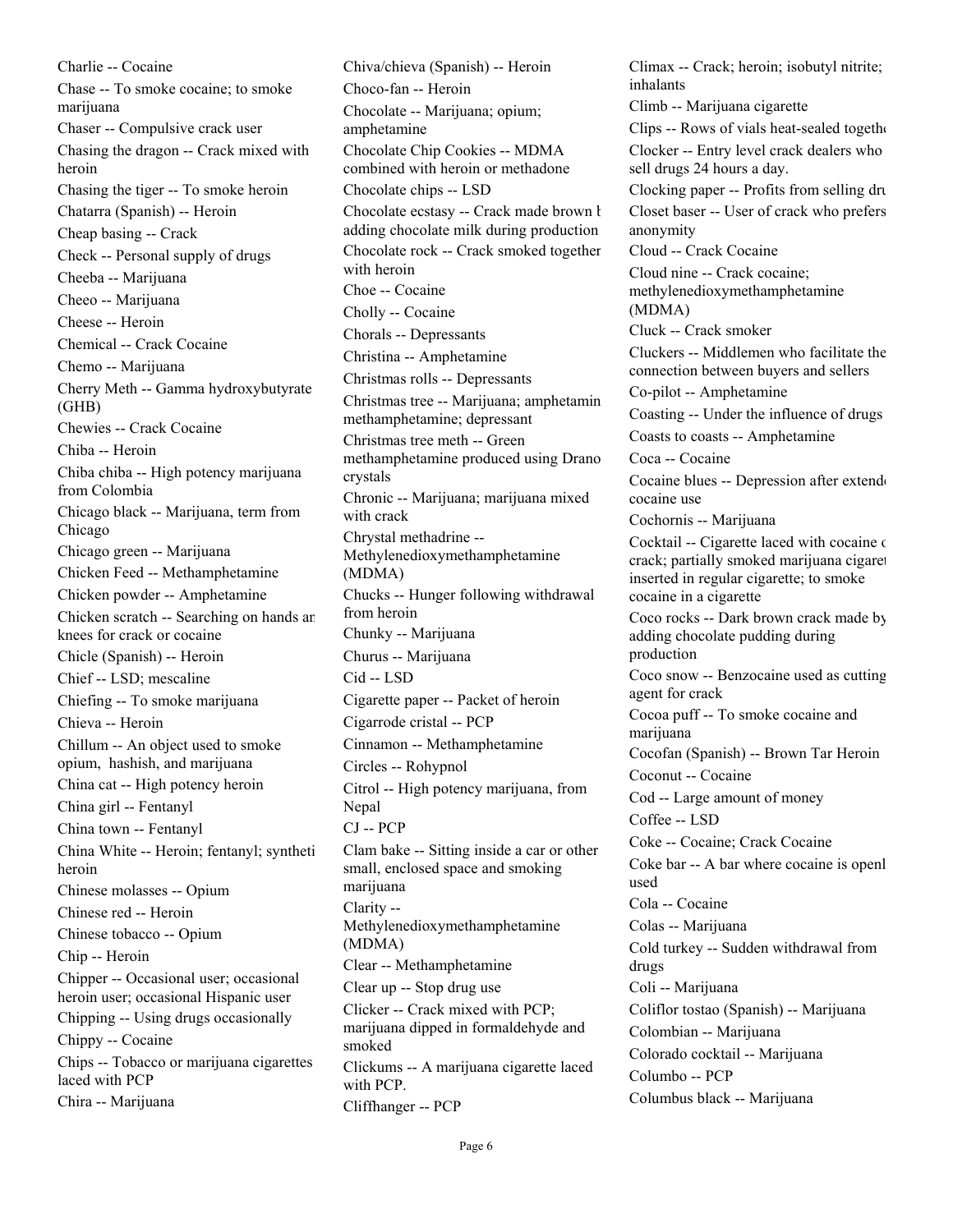Charlie -- Cocaine

Chase -- To smoke cocaine; to smoke marijuana

Chaser -- Compulsive crack user

Chasing the dragon -- Crack mixed with heroin

Chasing the tiger -- To smoke heroin

Chatarra (Spanish) -- Heroin

Cheap basing -- Crack

Check -- Personal supply of drugs

Cheeba -- Marijuana

Cheeo -- Marijuana

Cheese -- Heroin

Chemical -- Crack Cocaine

Chemo -- Marijuana

Cherry Meth -- Gamma hydroxybutyrate (GHB)

Chewies -- Crack Cocaine

Chiba -- Heroin

Chiba chiba -- High potency marijuana from Colombia

Chicago black -- Marijuana, term from Chicago

Chicago green -- Marijuana

Chicken Feed -- Methamphetamine

Chicken powder -- Amphetamine

Chicken scratch -- Searching on hands an knees for crack or cocaine

Chicle (Spanish) -- Heroin

Chief -- LSD; mescaline

Chiefing -- To smoke marijuana

Chieva -- Heroin

Chillum -- An object used to smoke opium, hashish, and marijuana

China cat -- High potency heroin

China girl -- Fentanyl

China town -- Fentanyl

China White -- Heroin; fentanyl; syntheti heroin

Chinese molasses -- Opium

Chinese red -- Heroin

Chinese tobacco -- Opium

Chip -- Heroin

Chipper -- Occasional user; occasional heroin user; occasional Hispanic user

Chipping -- Using drugs occasionally

Chippy -- Cocaine

Chips -- Tobacco or marijuana cigarettes laced with PCP

Chira -- Marijuana

Chiva/chieva (Spanish) -- Heroin

Choco-fan -- Heroin

Chocolate -- Marijuana; opium; amphetamine

Chocolate Chip Cookies -- MDMA combined with heroin or methadone

Chocolate chips -- LSD

Chocolate ecstasy -- Crack made brown b adding chocolate milk during production

Chocolate rock -- Crack smoked together with heroin

Choe -- Cocaine

Cholly -- Cocaine

Chorals -- Depressants

Christina -- Amphetamine

Christmas rolls -- Depressants

Christmas tree -- Marijuana; amphetamin methamphetamine; depressant

Christmas tree meth -- Green methamphetamine produced using Drano crystals

Chronic -- Marijuana; marijuana mixed with crack

Chrystal methadrine -- Methylenedioxymethamphetamine (MDMA)

Chucks -- Hunger following withdrawal from heroin

Chunky -- Marijuana

Churus -- Marijuana

Cid -- LSD

Cigarette paper -- Packet of heroin

Cigarrode cristal -- PCP

Cinnamon -- Methamphetamine

Circles -- Rohypnol

Citrol -- High potency marijuana, from Nepal

CJ -- PCP

Clam bake -- Sitting inside a car or other small, enclosed space and smoking marijuana

Clarity -- Methylenedioxymethamphetamine (MDMA)

Clear -- Methamphetamine

Clear up -- Stop drug use

Clicker -- Crack mixed with PCP; marijuana dipped in formaldehyde and smoked

Clickums -- A marijuana cigarette laced with PCP.

Cliffhanger -- PCP

Climax -- Crack; heroin; isobutyl nitrite; inhalants

Climb -- Marijuana cigarette

Clips -- Rows of vials heat-sealed togeth

Clocker -- Entry level crack dealers who sell drugs 24 hours a day.

Clocking paper -- Profits from selling dru

Closet baser -- User of crack who prefers anonymity

Cloud -- Crack Cocaine

Cloud nine -- Crack cocaine; methylenedioxymethamphetamine (MDMA)

Cluck -- Crack smoker

Cluckers -- Middlemen who facilitate the connection between buyers and sellers

Co-pilot -- Amphetamine

Coasting -- Under the influence of drugs

Coasts to coasts -- Amphetamine

Coca -- Cocaine

Cocaine blues -- Depression after extende cocaine use

Cochornis -- Marijuana

Cocktail -- Cigarette laced with cocaine c crack; partially smoked marijuana cigare inserted in regular cigarette; to smoke cocaine in a cigarette

Coco rocks -- Dark brown crack made by adding chocolate pudding during production

Coco snow -- Benzocaine used as cutting agent for crack

Cocoa puff -- To smoke cocaine and marijuana

Cocofan (Spanish) -- Brown Tar Heroin

Coconut -- Cocaine

Cod -- Large amount of money

Coffee -- LSD

Coke -- Cocaine; Crack Cocaine

Coke bar -- A bar where cocaine is openl used

Cola -- Cocaine

Colas -- Marijuana

Cold turkey -- Sudden withdrawal from drugs

Coli -- Marijuana

Coliflor tostao (Spanish) -- Marijuana

Colombian -- Marijuana

Colorado cocktail -- Marijuana

Columbo -- PCP

Columbus black -- Marijuana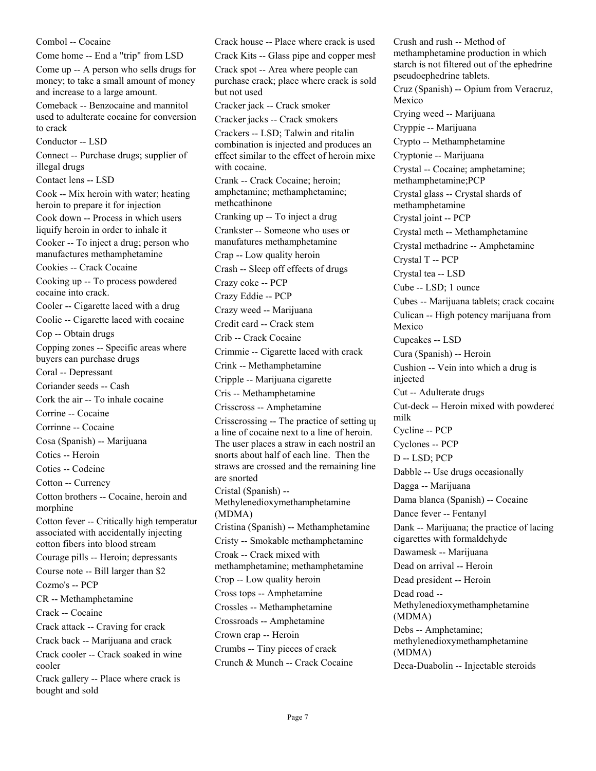Combol -- Cocaine

Come home -- End a "trip" from LSD

Come up -- A person who sells drugs for money; to take a small amount of money and increase to a large amount.

Comeback -- Benzocaine and mannitol used to adulterate cocaine for conversion to crack

Conductor -- LSD

Connect -- Purchase drugs; supplier of illegal drugs

Contact lens -- LSD

Cook -- Mix heroin with water; heating heroin to prepare it for injection

Cook down -- Process in which users liquify heroin in order to inhale it

Cooker -- To inject a drug; person who manufactures methamphetamine

Cookies -- Crack Cocaine

Cooking up -- To process powdered cocaine into crack.

Cooler -- Cigarette laced with a drug

Coolie -- Cigarette laced with cocaine

Cop -- Obtain drugs

Copping zones -- Specific areas where buyers can purchase drugs

Coral -- Depressant

Coriander seeds -- Cash

Cork the air -- To inhale cocaine

Corrine -- Cocaine

Corrinne -- Cocaine

Cosa (Spanish) -- Marijuana

Cotics -- Heroin

Coties -- Codeine

Cotton -- Currency

Cotton brothers -- Cocaine, heroin and morphine

Cotton fever -- Critically high temperatur associated with accidentally injecting cotton fibers into blood stream

Courage pills -- Heroin; depressants

Course note -- Bill larger than $2

Cozmo's -- PCP

CR -- Methamphetamine

Crack -- Cocaine

Crack attack -- Craving for crack

Crack back -- Marijuana and crack

Crack cooler -- Crack soaked in wine cooler

Crack gallery -- Place where crack is bought and sold

Crack house -- Place where crack is used

Crack Kits -- Glass pipe and copper mesh

Crack spot -- Area where people can purchase crack; place where crack is sold but not used

Cracker jack -- Crack smoker

Cracker jacks -- Crack smokers

Crackers -- LSD; Talwin and ritalin combination is injected and produces an effect similar to the effect of heroin mixe with cocaine.

Crank -- Crack Cocaine; heroin; amphetamine; methamphetamine; methcathinone

Cranking up -- To inject a drug

Crankster -- Someone who uses or manufatures methamphetamine

Crap -- Low quality heroin

Crash -- Sleep off effects of drugs

Crazy coke -- PCP

Crazy Eddie -- PCP

Crazy weed -- Marijuana

Credit card -- Crack stem

Crib -- Crack Cocaine

Crimmie -- Cigarette laced with crack

Crink -- Methamphetamine

Cripple -- Marijuana cigarette

Cris -- Methamphetamine

Crisscross -- Amphetamine

Crisscrossing -- The practice of setting up a line of cocaine next to a line of heroin. The user places a straw in each nostril an snorts about half of each line. Then the straws are crossed and the remaining line are snorted

Cristal (Spanish) -- Methylenedioxymethamphetamine (MDMA)

Cristina (Spanish) -- Methamphetamine

Cristy -- Smokable methamphetamine

Croak -- Crack mixed with methamphetamine; methamphetamine

Crop -- Low quality heroin

Cross tops -- Amphetamine

Crossles -- Methamphetamine

Crossroads -- Amphetamine

Crown crap -- Heroin

Crumbs -- Tiny pieces of crack

Crunch & Munch -- Crack Cocaine

Crush and rush -- Method of methamphetamine production in which starch is not filtered out of the ephedrine pseudoephedrine tablets.

Cruz (Spanish) -- Opium from Veracruz, Mexico

Crying weed -- Marijuana

Cryppie -- Marijuana

Crypto -- Methamphetamine

Cryptonie -- Marijuana

Crystal -- Cocaine; amphetamine; methamphetamine;PCP

Crystal glass -- Crystal shards of methamphetamine

Crystal joint -- PCP

Crystal meth -- Methamphetamine

Crystal methadrine -- Amphetamine

Crystal T -- PCP

Crystal tea -- LSD

Cube -- LSD; 1 ounce

Cubes -- Marijuana tablets; crack cocaine

Culican -- High potency marijuana from Mexico

Cupcakes -- LSD

Cura (Spanish) -- Heroin

Cushion -- Vein into which a drug is injected

Cut -- Adulterate drugs

Cut-deck -- Heroin mixed with powdered milk

Cycline -- PCP

Cyclones -- PCP

D -- LSD; PCP

Dabble -- Use drugs occasionally

Dagga -- Marijuana

Dama blanca (Spanish) -- Cocaine

Dance fever -- Fentanyl

Dank -- Marijuana; the practice of lacing cigarettes with formaldehyde

Dawamesk -- Marijuana

Dead on arrival -- Heroin

Dead president -- Heroin

Dead road -- Methylenedioxymethamphetamine (MDMA)

Debs -- Amphetamine; methylenedioxymethamphetamine (MDMA)

Deca-Duabolin -- Injectable steroids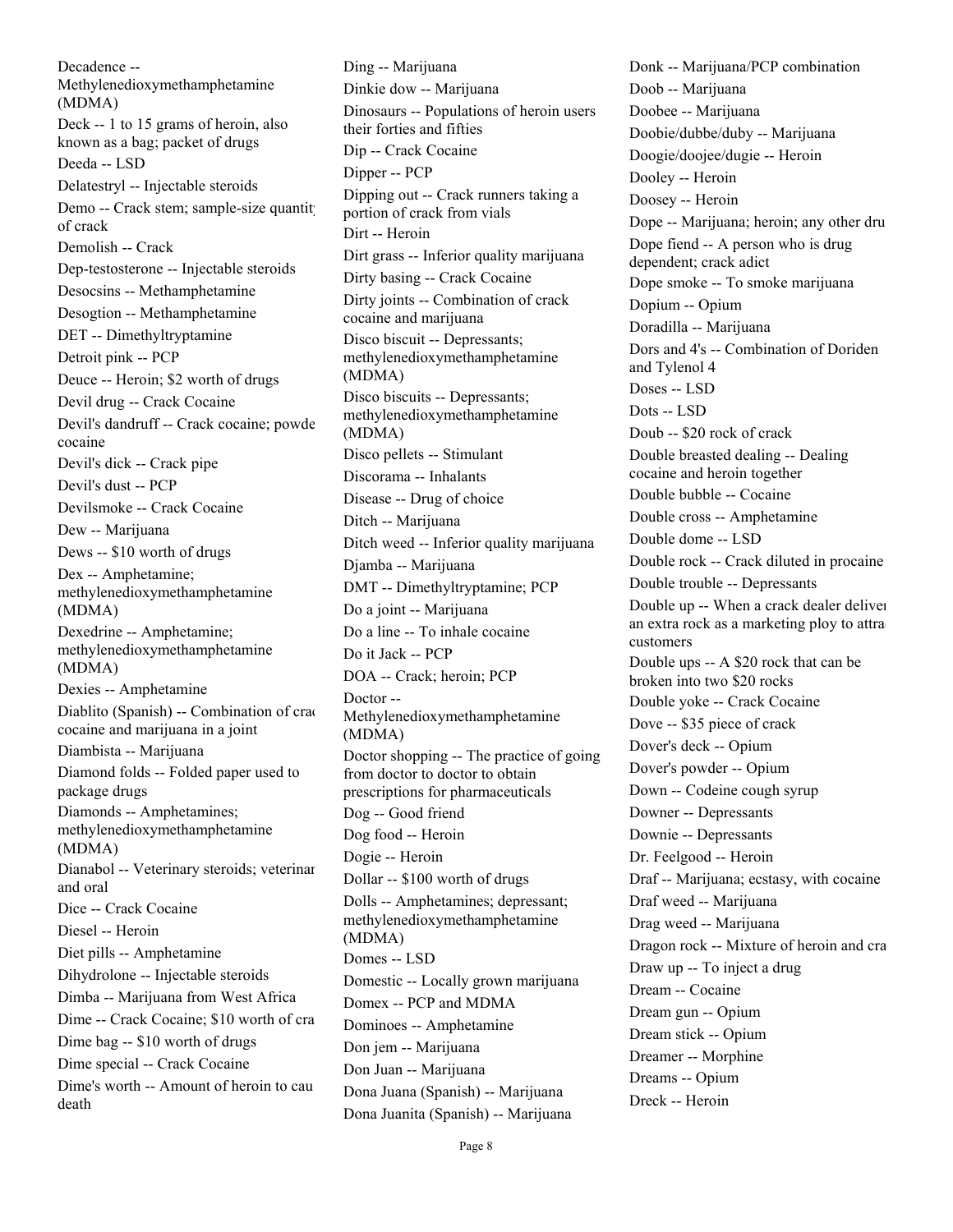Decadence -- Methylenedioxymethamphetamine (MDMA)

Deck -- 1 to 15 grams of heroin, also known as a bag; packet of drugs

Deeda -- LSD

Delatestryl -- Injectable steroids

Demo -- Crack stem; sample-size quantity of crack

Demolish -- Crack

Dep-testosterone -- Injectable steroids

Desocsins -- Methamphetamine

Desogtion -- Methamphetamine

DET -- Dimethyltryptamine

Detroit pink -- PCP

Deuce -- Heroin; $2 worth of drugs

Devil drug -- Crack Cocaine

Devil's dandruff -- Crack cocaine; powder cocaine

Devil's dick -- Crack pipe

Devil's dust -- PCP

Devilsmoke -- Crack Cocaine

Dew -- Marijuana

Dews -- $10 worth of drugs

Dex -- Amphetamine; methylenedioxymethamphetamine (MDMA)

Dexedrine -- Amphetamine; methylenedioxymethamphetamine (MDMA)

Dexies -- Amphetamine

Diablito (Spanish) -- Combination of crack cocaine and marijuana in a joint

Diambista -- Marijuana

Diamond folds -- Folded paper used to package drugs

Diamonds -- Amphetamines; methylenedioxymethamphetamine (MDMA)

Dianabol -- Veterinary steroids; veterinary and oral

Dice -- Crack Cocaine

Diesel -- Heroin

Diet pills -- Amphetamine

Dihydrolone -- Injectable steroids

Dimba -- Marijuana from West Africa

Dime -- Crack Cocaine; $10 worth of crack

Dime bag -- $10 worth of drugs

Dime special -- Crack Cocaine

Dime's worth -- Amount of heroin to cause death

Ding -- Marijuana

Dinkie dow -- Marijuana

Dinosaurs -- Populations of heroin users their forties and fifties

Dip -- Crack Cocaine

Dipper -- PCP

Dipping out -- Crack runners taking a portion of crack from vials

Dirt -- Heroin

Dirt grass -- Inferior quality marijuana

Dirty basing -- Crack Cocaine

Dirty joints -- Combination of crack cocaine and marijuana

Disco biscuit -- Depressants; methylenedioxymethamphetamine (MDMA)

Disco biscuits -- Depressants; methylenedioxymethamphetamine (MDMA)

Disco pellets -- Stimulant

Discorama -- Inhalants

Disease -- Drug of choice

Ditch -- Marijuana

Ditch weed -- Inferior quality marijuana

Djamba -- Marijuana

DMT -- Dimethyltryptamine; PCP

Do a joint -- Marijuana

Do a line -- To inhale cocaine

Do it Jack -- PCP

DOA -- Crack; heroin; PCP

Doctor -- Methylenedioxymethamphetamine (MDMA)

Doctor shopping -- The practice of going from doctor to doctor to obtain prescriptions for pharmaceuticals

Dog -- Good friend

Dog food -- Heroin

Dogie -- Heroin

Dollar -- $100 worth of drugs

Dolls -- Amphetamines; depressant; methylenedioxymethamphetamine (MDMA)

Domes -- LSD

Domestic -- Locally grown marijuana

Domex -- PCP and MDMA

Dominoes -- Amphetamine

Don jem -- Marijuana

Don Juan -- Marijuana

Dona Juana (Spanish) -- Marijuana

Dona Juanita (Spanish) -- Marijuana

Donk -- Marijuana/PCP combination

Doob -- Marijuana

Doobee -- Marijuana

Doobie/dubbe/duby -- Marijuana

Doogie/doojee/dugie -- Heroin

Dooley -- Heroin

Doosey -- Heroin

Dope -- Marijuana; heroin; any other drug

Dope fiend -- A person who is drug dependent; crack adict

Dope smoke -- To smoke marijuana

Dopium -- Opium

Doradilla -- Marijuana

Dors and 4's -- Combination of Doriden and Tylenol 4

Doses -- LSD

Dots -- LSD

Doub -- $20 rock of crack

Double breasted dealing -- Dealing cocaine and heroin together

Double bubble -- Cocaine

Double cross -- Amphetamine

Double dome -- LSD

Double rock -- Crack diluted in procaine

Double trouble -- Depressants

Double up -- When a crack dealer delivers an extra rock as a marketing ploy to attract customers

Double ups -- A $20 rock that can be broken into two $20 rocks

Double yoke -- Crack Cocaine

Dove -- $35 piece of crack

Dover's deck -- Opium

Dover's powder -- Opium

Down -- Codeine cough syrup

Downer -- Depressants

Downie -- Depressants

Dr. Feelgood -- Heroin

Draf -- Marijuana; ecstasy, with cocaine

Draf weed -- Marijuana

Drag weed -- Marijuana

Dragon rock -- Mixture of heroin and crack

Draw up -- To inject a drug

Dream -- Cocaine

Dream gun -- Opium

Dream stick -- Opium

Dreamer -- Morphine

Dreams -- Opium

Dreck -- Heroin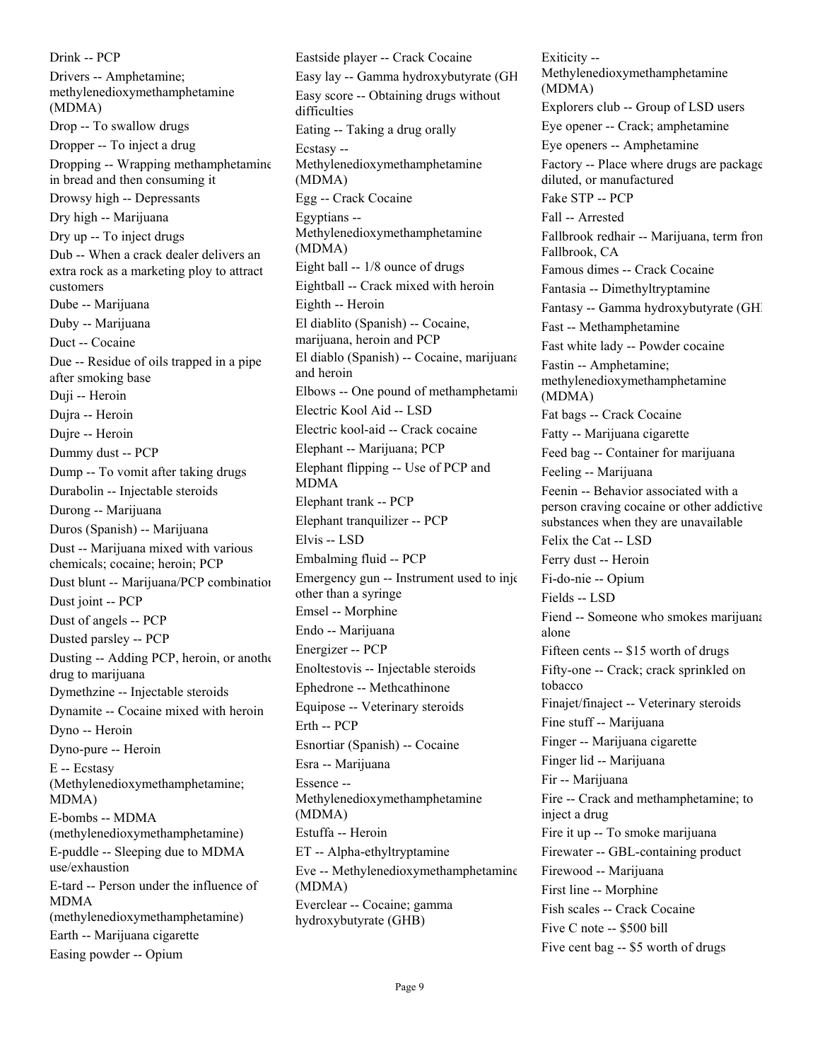Drink -- PCP

Drivers -- Amphetamine; methylenedioxymethamphetamine (MDMA)

Drop -- To swallow drugs

Dropper -- To inject a drug

Dropping -- Wrapping methamphetamine in bread and then consuming it

Drowsy high -- Depressants

Dry high -- Marijuana

Dry up -- To inject drugs

Dub -- When a crack dealer delivers an extra rock as a marketing ploy to attract customers

Dube -- Marijuana

Duby -- Marijuana

Duct -- Cocaine

Due -- Residue of oils trapped in a pipe after smoking base

Duji -- Heroin

Dujra -- Heroin

Dujre -- Heroin

Dummy dust -- PCP

Dump -- To vomit after taking drugs

Durabolin -- Injectable steroids

Durong -- Marijuana

Duros (Spanish) -- Marijuana

Dust -- Marijuana mixed with various chemicals; cocaine; heroin; PCP

Dust blunt -- Marijuana/PCP combination

Dust joint -- PCP

Dust of angels -- PCP

Dusted parsley -- PCP

Dusting -- Adding PCP, heroin, or another drug to marijuana

Dymethzine -- Injectable steroids

Dynamite -- Cocaine mixed with heroin

Dyno -- Heroin

Dyno-pure -- Heroin

E -- Ecstasy (Methylenedioxymethamphetamine; MDMA)

E-bombs -- MDMA (methylenedioxymethamphetamine)

E-puddle -- Sleeping due to MDMA use/exhaustion

E-tard -- Person under the influence of MDMA (methylenedioxymethamphetamine)

Earth -- Marijuana cigarette

Easing powder -- Opium

Eastside player -- Crack Cocaine

Easy lay -- Gamma hydroxybutyrate (GHB)

Easy score -- Obtaining drugs without difficulties

Eating -- Taking a drug orally

Ecstasy -- Methylenedioxymethamphetamine (MDMA)

Egg -- Crack Cocaine

Egyptians -- Methylenedioxymethamphetamine (MDMA)

Eight ball -- 1/8 ounce of drugs

Eightball -- Crack mixed with heroin

Eighth -- Heroin

El diablito (Spanish) -- Cocaine, marijuana, heroin and PCP

El diablo (Spanish) -- Cocaine, marijuana and heroin

Elbows -- One pound of methamphetamine

Electric Kool Aid -- LSD

Electric kool-aid -- Crack cocaine

Elephant -- Marijuana; PCP

Elephant flipping -- Use of PCP and MDMA

Elephant trank -- PCP

Elephant tranquilizer -- PCP

Elvis -- LSD

Embalming fluid -- PCP

Emergency gun -- Instrument used to inject other than a syringe

Emsel -- Morphine

Endo -- Marijuana

Energizer -- PCP

Enoltestovis -- Injectable steroids

Ephedrone -- Methcathinone

Equipose -- Veterinary steroids

Erth -- PCP

Esnortiar (Spanish) -- Cocaine

Esra -- Marijuana

Essence -- Methylenedioxymethamphetamine (MDMA)

Estuffa -- Heroin

ET -- Alpha-ethyltryptamine

Eve -- Methylenedioxymethamphetamine (MDMA)

Everclear -- Cocaine; gamma hydroxybutyrate (GHB)

Exiticity -- Methylenedioxymethamphetamine (MDMA)

Explorers club -- Group of LSD users

Eye opener -- Crack; amphetamine

Eye openers -- Amphetamine

Factory -- Place where drugs are packaged, diluted, or manufactured

Fake STP -- PCP

Fall -- Arrested

Fallbrook redhair -- Marijuana, term from Fallbrook, CA

Famous dimes -- Crack Cocaine

Fantasia -- Dimethyltryptamine

Fantasy -- Gamma hydroxybutyrate (GHB)

Fast -- Methamphetamine

Fast white lady -- Powder cocaine

Fastin -- Amphetamine; methylenedioxymethamphetamine (MDMA)

Fat bags -- Crack Cocaine

Fatty -- Marijuana cigarette

Feed bag -- Container for marijuana

Feeling -- Marijuana

Feenin -- Behavior associated with a person craving cocaine or other addictive substances when they are unavailable

Felix the Cat -- LSD

Ferry dust -- Heroin

Fi-do-nie -- Opium

Fields -- LSD

Fiend -- Someone who smokes marijuana alone

Fifteen cents -- $15 worth of drugs

Fifty-one -- Crack; crack sprinkled on tobacco

Finajet/finaject -- Veterinary steroids

Fine stuff -- Marijuana

Finger -- Marijuana cigarette

Finger lid -- Marijuana

Fir -- Marijuana

Fire -- Crack and methamphetamine; to inject a drug

Fire it up -- To smoke marijuana

Firewater -- GBL-containing product

Firewood -- Marijuana

First line -- Morphine

Fish scales -- Crack Cocaine

Five C note -- $500 bill

Five cent bag -- $5 worth of drugs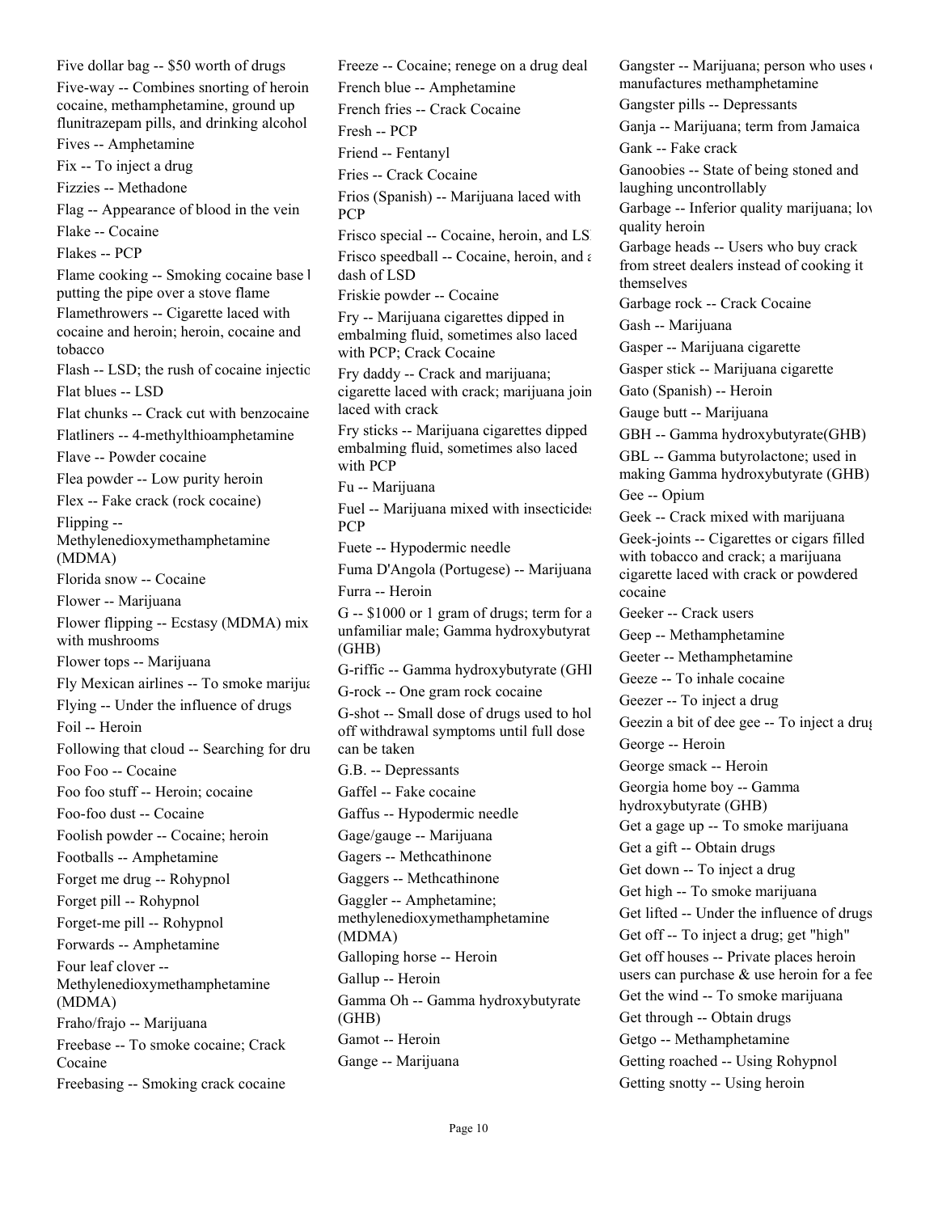Five dollar bag -- $50 worth of drugs

Five-way -- Combines snorting of heroin cocaine, methamphetamine, ground up flunitrazepam pills, and drinking alcohol

Fives -- Amphetamine

Fix -- To inject a drug

Fizzies -- Methadone

Flag -- Appearance of blood in the vein

Flake -- Cocaine

Flakes -- PCP

Flame cooking -- Smoking cocaine base l putting the pipe over a stove flame

Flamethrowers -- Cigarette laced with cocaine and heroin; heroin, cocaine and tobacco

Flash -- LSD; the rush of cocaine injectio

Flat blues -- LSD

Flat chunks -- Crack cut with benzocaine

Flatliners -- 4-methylthioamphetamine

Flave -- Powder cocaine

Flea powder -- Low purity heroin

Flex -- Fake crack (rock cocaine)

Flipping -- Methylenedioxymethamphetamine (MDMA)

Florida snow -- Cocaine

Flower -- Marijuana

Flower flipping -- Ecstasy (MDMA) mix with mushrooms

Flower tops -- Marijuana

Fly Mexican airlines -- To smoke marijua

Flying -- Under the influence of drugs

Foil -- Heroin

Following that cloud -- Searching for dru

Foo Foo -- Cocaine

Foo foo stuff -- Heroin; cocaine

Foo-foo dust -- Cocaine

Foolish powder -- Cocaine; heroin

Footballs -- Amphetamine

Forget me drug -- Rohypnol

Forget pill -- Rohypnol

Forget-me pill -- Rohypnol

Forwards -- Amphetamine

Four leaf clover -- Methylenedioxymethamphetamine (MDMA)

Fraho/frajo -- Marijuana

Freebase -- To smoke cocaine; Crack Cocaine

Freebasing -- Smoking crack cocaine

Freeze -- Cocaine; renege on a drug deal

French blue -- Amphetamine

French fries -- Crack Cocaine

Fresh -- PCP

Friend -- Fentanyl

Fries -- Crack Cocaine

Frios (Spanish) -- Marijuana laced with PCP

Frisco special -- Cocaine, heroin, and LS

Frisco speedball -- Cocaine, heroin, and a dash of LSD

Friskie powder -- Cocaine

Fry -- Marijuana cigarettes dipped in embalming fluid, sometimes also laced with PCP; Crack Cocaine

Fry daddy -- Crack and marijuana; cigarette laced with crack; marijuana join laced with crack

Fry sticks -- Marijuana cigarettes dipped embalming fluid, sometimes also laced with PCP

Fu -- Marijuana

Fuel -- Marijuana mixed with insecticides PCP

Fuete -- Hypodermic needle

Fuma D'Angola (Portugese) -- Marijuana

Furra -- Heroin

G -- $1000 or 1 gram of drugs; term for a unfamiliar male; Gamma hydroxybutyrat (GHB)

G-riffic -- Gamma hydroxybutyrate (GHI

G-rock -- One gram rock cocaine

G-shot -- Small dose of drugs used to hol off withdrawal symptoms until full dose can be taken

G.B. -- Depressants

Gaffel -- Fake cocaine

Gaffus -- Hypodermic needle

Gage/gauge -- Marijuana

Gagers -- Methcathinone

Gaggers -- Methcathinone

Gaggler -- Amphetamine; methylenedioxymethamphetamine (MDMA)

Galloping horse -- Heroin

Gallup -- Heroin

Gamma Oh -- Gamma hydroxybutyrate (GHB)

Gamot -- Heroin

Gange -- Marijuana

Gangster -- Marijuana; person who uses manufactures methamphetamine

Gangster pills -- Depressants

Ganja -- Marijuana; term from Jamaica

Gank -- Fake crack

Ganoobies -- State of being stoned and laughing uncontrollably

Garbage -- Inferior quality marijuana; lov quality heroin

Garbage heads -- Users who buy crack from street dealers instead of cooking it themselves

Garbage rock -- Crack Cocaine

Gash -- Marijuana

Gasper -- Marijuana cigarette

Gasper stick -- Marijuana cigarette

Gato (Spanish) -- Heroin

Gauge butt -- Marijuana

GBH -- Gamma hydroxybutyrate(GHB)

GBL -- Gamma butyrolactone; used in making Gamma hydroxybutyrate (GHB)

Gee -- Opium

Geek -- Crack mixed with marijuana

Geek-joints -- Cigarettes or cigars filled with tobacco and crack; a marijuana cigarette laced with crack or powdered cocaine

Geeker -- Crack users

Geep -- Methamphetamine

Geeter -- Methamphetamine

Geeze -- To inhale cocaine

Geezer -- To inject a drug

Geezin a bit of dee gee -- To inject a drug

George -- Heroin

George smack -- Heroin

Georgia home boy -- Gamma hydroxybutyrate (GHB)

Get a gage up -- To smoke marijuana

Get a gift -- Obtain drugs

Get down -- To inject a drug

Get high -- To smoke marijuana

Get lifted -- Under the influence of drugs

Get off -- To inject a drug; get "high"

Get off houses -- Private places heroin users can purchase & use heroin for a fee

Get the wind -- To smoke marijuana

Get through -- Obtain drugs

Getgo -- Methamphetamine

Getting roached -- Using Rohypnol

Getting snotty -- Using heroin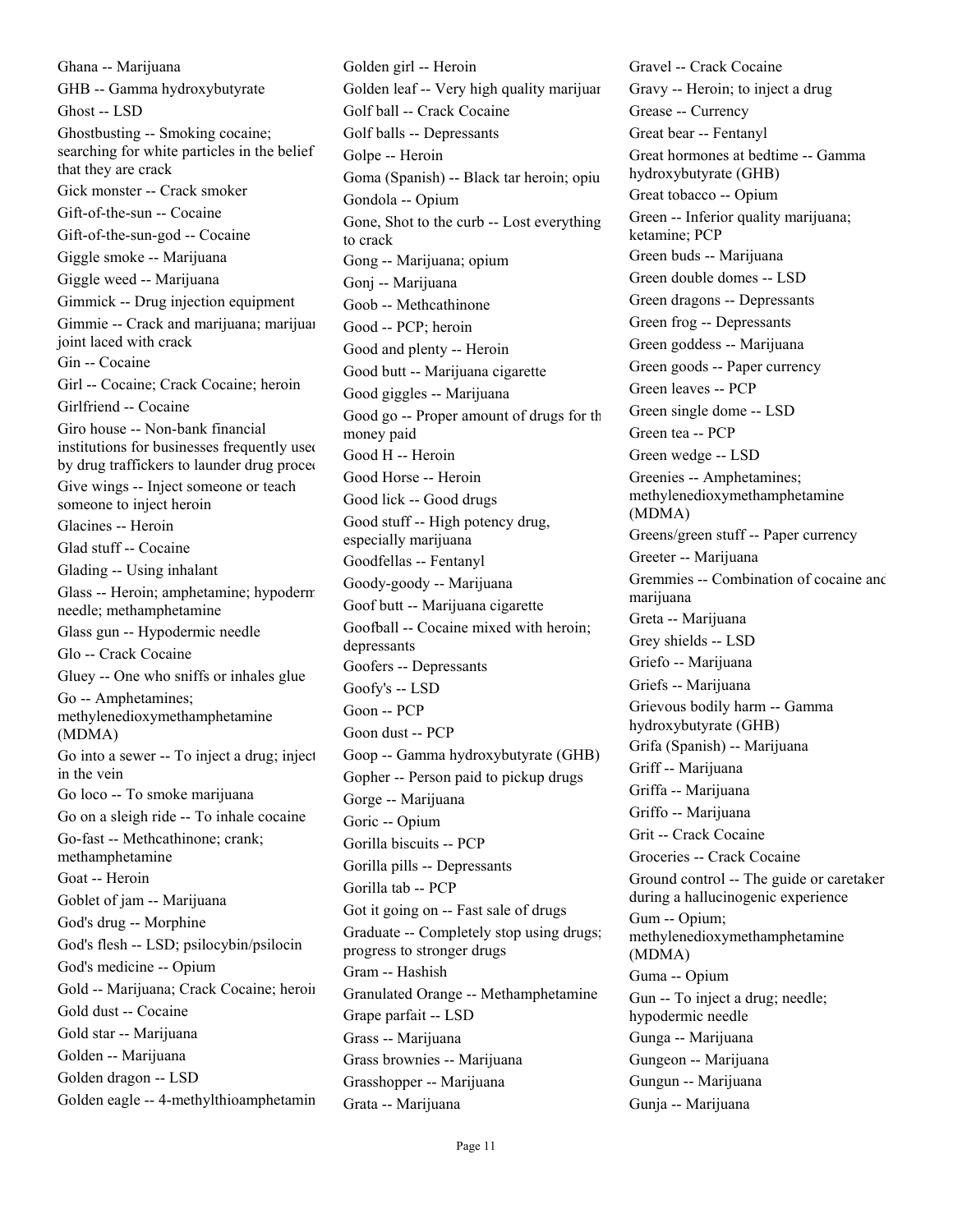Ghana -- Marijuana

GHB -- Gamma hydroxybutyrate

Ghost -- LSD

Ghostbusting -- Smoking cocaine; searching for white particles in the belief that they are crack

Gick monster -- Crack smoker

Gift-of-the-sun -- Cocaine

Gift-of-the-sun-god -- Cocaine

Giggle smoke -- Marijuana

Giggle weed -- Marijuana

Gimmick -- Drug injection equipment

Gimmie -- Crack and marijuana; marijuan joint laced with crack

Gin -- Cocaine

Girl -- Cocaine; Crack Cocaine; heroin

Girlfriend -- Cocaine

Giro house -- Non-bank financial institutions for businesses frequently used by drug traffickers to launder drug procee

Give wings -- Inject someone or teach someone to inject heroin

Glacines -- Heroin

Glad stuff -- Cocaine

Glading -- Using inhalant

Glass -- Heroin; amphetamine; hypoderm needle; methamphetamine

Glass gun -- Hypodermic needle

Glo -- Crack Cocaine

Gluey -- One who sniffs or inhales glue

Go -- Amphetamines; methylenedioxymethamphetamine (MDMA)

Go into a sewer -- To inject a drug; inject in the vein

Go loco -- To smoke marijuana

Go on a sleigh ride -- To inhale cocaine

Go-fast -- Methcathinone; crank; methamphetamine

Goat -- Heroin

Goblet of jam -- Marijuana

God's drug -- Morphine

God's flesh -- LSD; psilocybin/psilocin

God's medicine -- Opium

Gold -- Marijuana; Crack Cocaine; heroin

Gold dust -- Cocaine

Gold star -- Marijuana

Golden -- Marijuana

Golden dragon -- LSD

Golden eagle -- 4-methylthioamphetamin

Golden girl -- Heroin

Golden leaf -- Very high quality marijuan

Golf ball -- Crack Cocaine

Golf balls -- Depressants

Golpe -- Heroin

Goma (Spanish) -- Black tar heroin; opiu

Gondola -- Opium

Gone, Shot to the curb -- Lost everything to crack

Gong -- Marijuana; opium

Gonj -- Marijuana

Goob -- Methcathinone

Good -- PCP; heroin

Good and plenty -- Heroin

Good butt -- Marijuana cigarette

Good giggles -- Marijuana

Good go -- Proper amount of drugs for th money paid

Good H -- Heroin

Good Horse -- Heroin

Good lick -- Good drugs

Good stuff -- High potency drug, especially marijuana

Goodfellas -- Fentanyl

Goody-goody -- Marijuana

Goof butt -- Marijuana cigarette

Goofball -- Cocaine mixed with heroin; depressants

Goofers -- Depressants

Goofy's -- LSD

Goon -- PCP

Goon dust -- PCP

Goop -- Gamma hydroxybutyrate (GHB)

Gopher -- Person paid to pickup drugs

Gorge -- Marijuana

Goric -- Opium

Gorilla biscuits -- PCP

Gorilla pills -- Depressants

Gorilla tab -- PCP

Got it going on -- Fast sale of drugs

Graduate -- Completely stop using drugs; progress to stronger drugs

Gram -- Hashish

Granulated Orange -- Methamphetamine

Grape parfait -- LSD

Grass -- Marijuana

Grass brownies -- Marijuana

Grasshopper -- Marijuana

Grata -- Marijuana

Gravel -- Crack Cocaine

Gravy -- Heroin; to inject a drug

Grease -- Currency

Great bear -- Fentanyl

Great hormones at bedtime -- Gamma hydroxybutyrate (GHB)

Great tobacco -- Opium

Green -- Inferior quality marijuana; ketamine; PCP

Green buds -- Marijuana

Green double domes -- LSD

Green dragons -- Depressants

Green frog -- Depressants

Green goddess -- Marijuana

Green goods -- Paper currency

Green leaves -- PCP

Green single dome -- LSD

Green tea -- PCP

Green wedge -- LSD

Greenies -- Amphetamines; methylenedioxymethamphetamine (MDMA)

Greens/green stuff -- Paper currency

Greeter -- Marijuana

Gremmies -- Combination of cocaine and marijuana

Greta -- Marijuana

Grey shields -- LSD

Griefo -- Marijuana

Griefs -- Marijuana

Grievous bodily harm -- Gamma hydroxybutyrate (GHB)

Grifa (Spanish) -- Marijuana

Griff -- Marijuana

Griffa -- Marijuana

Griffo -- Marijuana

Grit -- Crack Cocaine

Groceries -- Crack Cocaine

Ground control -- The guide or caretaker during a hallucinogenic experience

Gum -- Opium; methylenedioxymethamphetamine (MDMA)

Guma -- Opium

Gun -- To inject a drug; needle; hypodermic needle

Gunga -- Marijuana

Gungeon -- Marijuana

Gungun -- Marijuana

Gunja -- Marijuana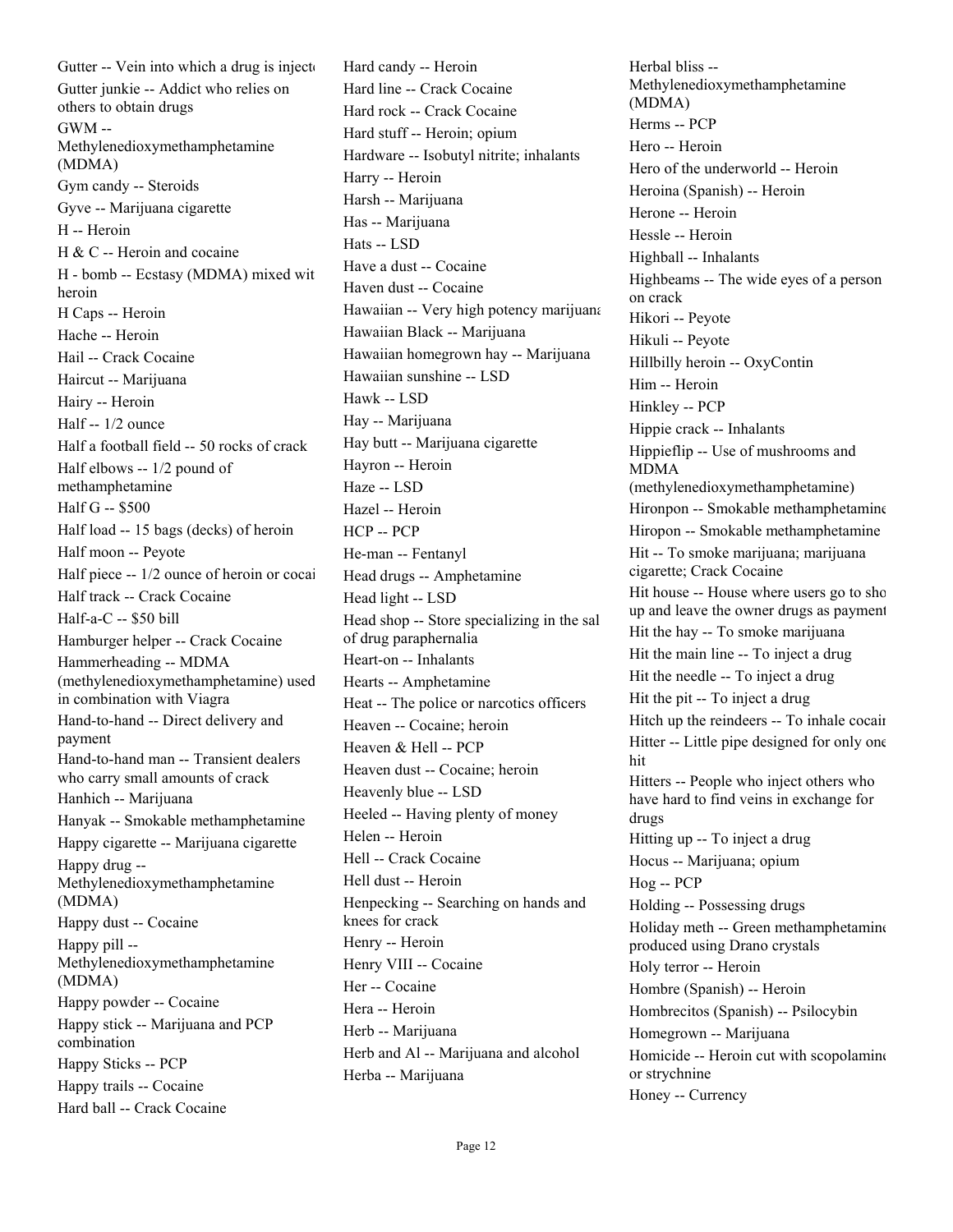Gutter -- Vein into which a drug is injecte

Gutter junkie -- Addict who relies on others to obtain drugs

GWM -- Methylenedioxymethamphetamine (MDMA)

Gym candy -- Steroids

Gyve -- Marijuana cigarette

H -- Heroin

H & C -- Heroin and cocaine

H - bomb -- Ecstasy (MDMA) mixed wit heroin

H Caps -- Heroin

Hache -- Heroin

Hail -- Crack Cocaine

Haircut -- Marijuana

Hairy -- Heroin

Half -- 1/2 ounce

Half a football field -- 50 rocks of crack

Half elbows -- 1/2 pound of methamphetamine

Half G -- $500

Half load -- 15 bags (decks) of heroin

Half moon -- Peyote

Half piece -- 1/2 ounce of heroin or cocai

Half track -- Crack Cocaine

Half-a-C -- $50 bill

Hamburger helper -- Crack Cocaine

Hammerheading -- MDMA (methylenedioxymethamphetamine) used in combination with Viagra

Hand-to-hand -- Direct delivery and payment

Hand-to-hand man -- Transient dealers who carry small amounts of crack

Hanhich -- Marijuana

Hanyak -- Smokable methamphetamine

Happy cigarette -- Marijuana cigarette

Happy drug -- Methylenedioxymethamphetamine (MDMA)

Happy dust -- Cocaine

Happy pill -- Methylenedioxymethamphetamine (MDMA)

Happy powder -- Cocaine

Happy stick -- Marijuana and PCP combination

Happy Sticks -- PCP

Happy trails -- Cocaine

Hard ball -- Crack Cocaine

Hard candy -- Heroin

Hard line -- Crack Cocaine

Hard rock -- Crack Cocaine

Hard stuff -- Heroin; opium

Hardware -- Isobutyl nitrite; inhalants

Harry -- Heroin

Harsh -- Marijuana

Has -- Marijuana

Hats -- LSD

Have a dust -- Cocaine

Haven dust -- Cocaine

Hawaiian -- Very high potency marijuana

Hawaiian Black -- Marijuana

Hawaiian homegrown hay -- Marijuana

Hawaiian sunshine -- LSD

Hawk -- LSD

Hay -- Marijuana

Hay butt -- Marijuana cigarette

Hayron -- Heroin

Haze -- LSD

Hazel -- Heroin

HCP -- PCP

He-man -- Fentanyl

Head drugs -- Amphetamine

Head light -- LSD

Head shop -- Store specializing in the sal of drug paraphernalia

Heart-on -- Inhalants

Hearts -- Amphetamine

Heat -- The police or narcotics officers

Heaven -- Cocaine; heroin

Heaven & Hell -- PCP

Heaven dust -- Cocaine; heroin

Heavenly blue -- LSD

Heeled -- Having plenty of money

Helen -- Heroin

Hell -- Crack Cocaine

Hell dust -- Heroin

Henpecking -- Searching on hands and knees for crack

Henry -- Heroin

Henry VIII -- Cocaine

Her -- Cocaine

Hera -- Heroin

Herb -- Marijuana

Herb and Al -- Marijuana and alcohol

Herba -- Marijuana

Herbal bliss -- Methylenedioxymethamphetamine (MDMA)

Herms -- PCP

Hero -- Heroin

Hero of the underworld -- Heroin

Heroina (Spanish) -- Heroin

Herone -- Heroin

Hessle -- Heroin

Highball -- Inhalants

Highbeams -- The wide eyes of a person on crack

Hikori -- Peyote

Hikuli -- Peyote

Hillbilly heroin -- OxyContin

Him -- Heroin

Hinkley -- PCP

Hippie crack -- Inhalants

Hippieflip -- Use of mushrooms and MDMA (methylenedioxymethamphetamine)

Hironpon -- Smokable methamphetamine

Hiropon -- Smokable methamphetamine

Hit -- To smoke marijuana; marijuana cigarette; Crack Cocaine

Hit house -- House where users go to sho up and leave the owner drugs as payment

Hit the hay -- To smoke marijuana

Hit the main line -- To inject a drug

Hit the needle -- To inject a drug

Hit the pit -- To inject a drug

Hitch up the reindeers -- To inhale cocair

Hitter -- Little pipe designed for only one hit

Hitters -- People who inject others who have hard to find veins in exchange for drugs

Hitting up -- To inject a drug

Hocus -- Marijuana; opium

Hog -- PCP

Holding -- Possessing drugs

Holiday meth -- Green methamphetamine produced using Drano crystals

Holy terror -- Heroin

Hombre (Spanish) -- Heroin

Hombrecitos (Spanish) -- Psilocybin

Homegrown -- Marijuana

Homicide -- Heroin cut with scopolamine or strychnine

Honey -- Currency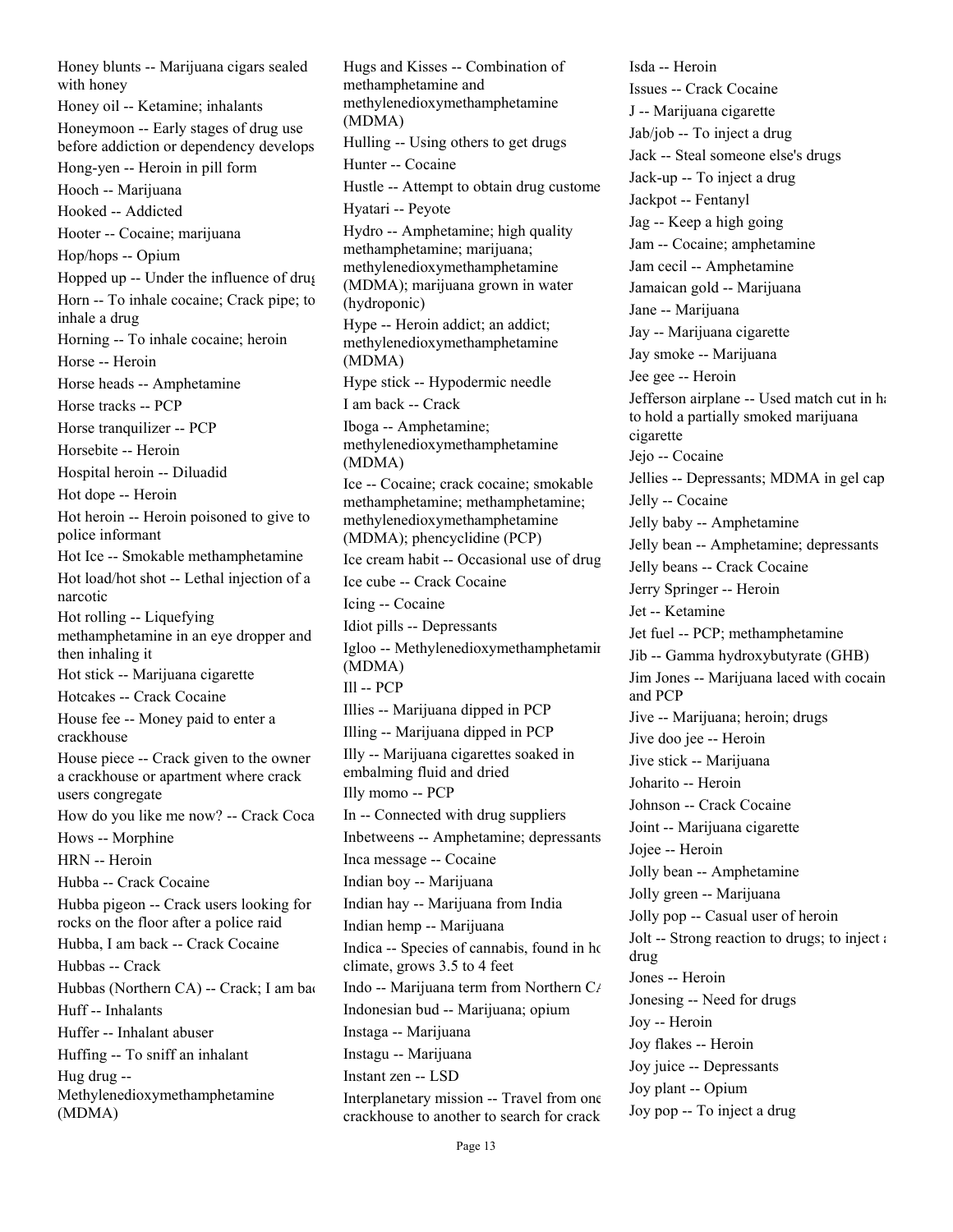Honey blunts -- Marijuana cigars sealed with honey

Honey oil -- Ketamine; inhalants

Honeymoon -- Early stages of drug use before addiction or dependency develops

Hong-yen -- Heroin in pill form

Hooch -- Marijuana

Hooked -- Addicted

Hooter -- Cocaine; marijuana

Hop/hops -- Opium

Hopped up -- Under the influence of drug

Horn -- To inhale cocaine; Crack pipe; to inhale a drug

Horning -- To inhale cocaine; heroin

Horse -- Heroin

Horse heads -- Amphetamine

Horse tracks -- PCP

Horse tranquilizer -- PCP

Horsebite -- Heroin

Hospital heroin -- Diluadid

Hot dope -- Heroin

Hot heroin -- Heroin poisoned to give to police informant

Hot Ice -- Smokable methamphetamine

Hot load/hot shot -- Lethal injection of a narcotic

Hot rolling -- Liquefying methamphetamine in an eye dropper and then inhaling it

Hot stick -- Marijuana cigarette

Hotcakes -- Crack Cocaine

House fee -- Money paid to enter a crackhouse

House piece -- Crack given to the owner a crackhouse or apartment where crack users congregate

How do you like me now? -- Crack Coca

Hows -- Morphine

HRN -- Heroin

Hubba -- Crack Cocaine

Hubba pigeon -- Crack users looking for rocks on the floor after a police raid

Hubba, I am back -- Crack Cocaine

Hubbas -- Crack

Hubbas (Northern CA) -- Crack; I am bac

Huff -- Inhalants

Huffer -- Inhalant abuser

Huffing -- To sniff an inhalant

Hug drug -- Methylenedioxymethamphetamine (MDMA)

Hugs and Kisses -- Combination of methamphetamine and methylenedioxymethamphetamine (MDMA)

Hulling -- Using others to get drugs

Hunter -- Cocaine

Hustle -- Attempt to obtain drug custome

Hyatari -- Peyote

Hydro -- Amphetamine; high quality methamphetamine; marijuana; methylenedioxymethamphetamine (MDMA); marijuana grown in water (hydroponic)

Hype -- Heroin addict; an addict; methylenedioxymethamphetamine (MDMA)

Hype stick -- Hypodermic needle

I am back -- Crack

Iboga -- Amphetamine; methylenedioxymethamphetamine (MDMA)

Ice -- Cocaine; crack cocaine; smokable methamphetamine; methamphetamine; methylenedioxymethamphetamine (MDMA); phencyclidine (PCP)

Ice cream habit -- Occasional use of drug

Ice cube -- Crack Cocaine

Icing -- Cocaine

Idiot pills -- Depressants

Igloo -- Methylenedioxymethamphetamin (MDMA)

Ill -- PCP

Illies -- Marijuana dipped in PCP

Illing -- Marijuana dipped in PCP

Illy -- Marijuana cigarettes soaked in embalming fluid and dried

Illy momo -- PCP

In -- Connected with drug suppliers

Inbetweens -- Amphetamine; depressants

Inca message -- Cocaine

Indian boy -- Marijuana

Indian hay -- Marijuana from India

Indian hemp -- Marijuana

Indica -- Species of cannabis, found in ho climate, grows 3.5 to 4 feet

Indo -- Marijuana term from Northern CA

Indonesian bud -- Marijuana; opium

Instaga -- Marijuana

Instagu -- Marijuana

Instant zen -- LSD

Interplanetary mission -- Travel from one crackhouse to another to search for crack

Isda -- Heroin

Issues -- Crack Cocaine

J -- Marijuana cigarette

Jab/job -- To inject a drug

Jack -- Steal someone else's drugs

Jack-up -- To inject a drug

Jackpot -- Fentanyl

Jag -- Keep a high going

Jam -- Cocaine; amphetamine

Jam cecil -- Amphetamine

Jamaican gold -- Marijuana

Jane -- Marijuana

Jay -- Marijuana cigarette

Jay smoke -- Marijuana

Jee gee -- Heroin

Jefferson airplane -- Used match cut in ha to hold a partially smoked marijuana cigarette

Jejo -- Cocaine

Jellies -- Depressants; MDMA in gel cap

Jelly -- Cocaine

Jelly baby -- Amphetamine

Jelly bean -- Amphetamine; depressants

Jelly beans -- Crack Cocaine

Jerry Springer -- Heroin

Jet -- Ketamine

Jet fuel -- PCP; methamphetamine

Jib -- Gamma hydroxybutyrate (GHB)

Jim Jones -- Marijuana laced with cocain and PCP

Jive -- Marijuana; heroin; drugs

Jive doo jee -- Heroin

Jive stick -- Marijuana

Joharito -- Heroin

Johnson -- Crack Cocaine

Joint -- Marijuana cigarette

Jojee -- Heroin

Jolly bean -- Amphetamine

Jolly green -- Marijuana

Jolly pop -- Casual user of heroin

Jolt -- Strong reaction to drugs; to inject a drug

Jones -- Heroin

Jonesing -- Need for drugs

Joy -- Heroin

Joy flakes -- Heroin

Joy juice -- Depressants

Joy plant -- Opium

Joy pop -- To inject a drug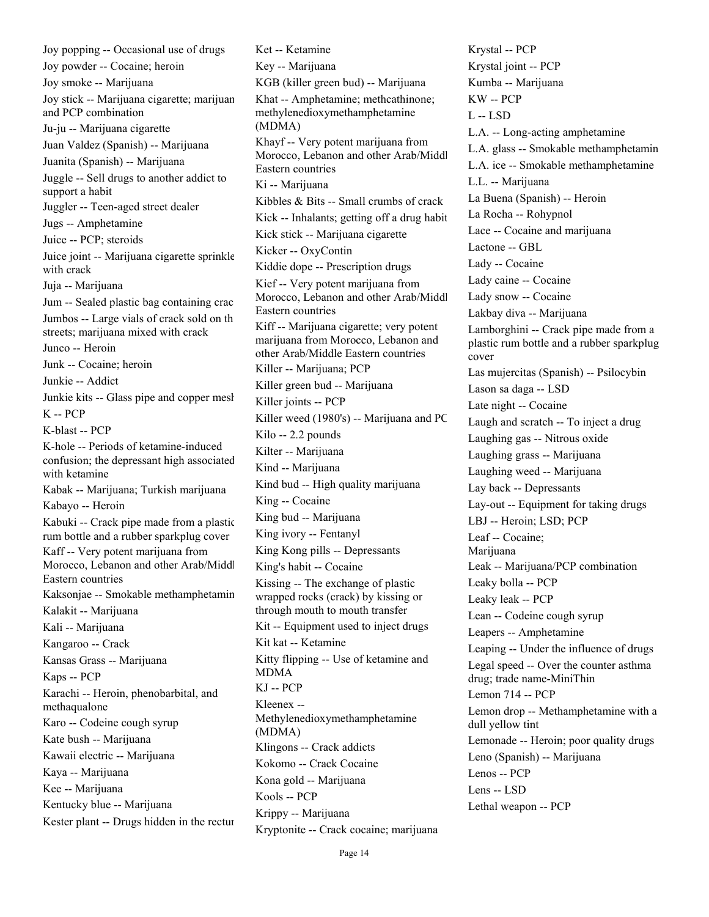Joy popping -- Occasional use of drugs

Joy powder -- Cocaine; heroin

Joy smoke -- Marijuana

Joy stick -- Marijuana cigarette; marijuan and PCP combination

Ju-ju -- Marijuana cigarette

Juan Valdez (Spanish) -- Marijuana

Juanita (Spanish) -- Marijuana

Juggle -- Sell drugs to another addict to support a habit

Juggler -- Teen-aged street dealer

Jugs -- Amphetamine

Juice -- PCP; steroids

Juice joint -- Marijuana cigarette sprinkle with crack

Juja -- Marijuana

Jum -- Sealed plastic bag containing crac

Jumbos -- Large vials of crack sold on th streets; marijuana mixed with crack

Junco -- Heroin

Junk -- Cocaine; heroin

Junkie -- Addict

Junkie kits -- Glass pipe and copper mesh

K -- PCP

K-blast -- PCP

K-hole -- Periods of ketamine-induced confusion; the depressant high associated with ketamine

Kabak -- Marijuana; Turkish marijuana

Kabayo -- Heroin

Kabuki -- Crack pipe made from a plastic rum bottle and a rubber sparkplug cover

Kaff -- Very potent marijuana from Morocco, Lebanon and other Arab/Middl Eastern countries

Kaksonjae -- Smokable methamphetamin

Kalakit -- Marijuana

Kali -- Marijuana

Kangaroo -- Crack

Kansas Grass -- Marijuana

Kaps -- PCP

Karachi -- Heroin, phenobarbital, and methaqualone

Karo -- Codeine cough syrup

Kate bush -- Marijuana

Kawaii electric -- Marijuana

Kaya -- Marijuana

Kee -- Marijuana

Kentucky blue -- Marijuana

Kester plant -- Drugs hidden in the rectur

Ket -- Ketamine

Key -- Marijuana

KGB (killer green bud) -- Marijuana

Khat -- Amphetamine; methcathinone; methylenedioxymethamphetamine (MDMA)

Khayf -- Very potent marijuana from Morocco, Lebanon and other Arab/Middl Eastern countries

Ki -- Marijuana

Kibbles & Bits -- Small crumbs of crack

Kick -- Inhalants; getting off a drug habit

Kick stick -- Marijuana cigarette

Kicker -- OxyContin

Kiddie dope -- Prescription drugs

Kief -- Very potent marijuana from Morocco, Lebanon and other Arab/Middl Eastern countries

Kiff -- Marijuana cigarette; very potent marijuana from Morocco, Lebanon and other Arab/Middle Eastern countries

Killer -- Marijuana; PCP

Killer green bud -- Marijuana

Killer joints -- PCP

Killer weed (1980's) -- Marijuana and PC

Kilo -- 2.2 pounds

Kilter -- Marijuana

Kind -- Marijuana

Kind bud -- High quality marijuana

King -- Cocaine

King bud -- Marijuana

King ivory -- Fentanyl

King Kong pills -- Depressants

King's habit -- Cocaine

Kissing -- The exchange of plastic wrapped rocks (crack) by kissing or through mouth to mouth transfer

Kit -- Equipment used to inject drugs

Kit kat -- Ketamine

Kitty flipping -- Use of ketamine and MDMA

KJ -- PCP

Kleenex -- Methylenedioxymethamphetamine (MDMA)

Klingons -- Crack addicts

Kokomo -- Crack Cocaine

Kona gold -- Marijuana

Kools -- PCP

Krippy -- Marijuana

Kryptonite -- Crack cocaine; marijuana

Krystal -- PCP

Krystal joint -- PCP

Kumba -- Marijuana

KW -- PCP

L -- LSD

L.A. -- Long-acting amphetamine

L.A. glass -- Smokable methamphetamin

L.A. ice -- Smokable methamphetamine

L.L. -- Marijuana

La Buena (Spanish) -- Heroin

La Rocha -- Rohypnol

Lace -- Cocaine and marijuana

Lactone -- GBL

Lady -- Cocaine

Lady caine -- Cocaine

Lady snow -- Cocaine

Lakbay diva -- Marijuana

Lamborghini -- Crack pipe made from a plastic rum bottle and a rubber sparkplug cover

Las mujercitas (Spanish) -- Psilocybin

Lason sa daga -- LSD

Late night -- Cocaine

Laugh and scratch -- To inject a drug

Laughing gas -- Nitrous oxide

Laughing grass -- Marijuana

Laughing weed -- Marijuana

Lay back -- Depressants

Lay-out -- Equipment for taking drugs

LBJ -- Heroin; LSD; PCP

Leaf -- Cocaine; Marijuana

Leak -- Marijuana/PCP combination

Leaky bolla -- PCP

Leaky leak -- PCP

Lean -- Codeine cough syrup

Leapers -- Amphetamine

Leaping -- Under the influence of drugs

Legal speed -- Over the counter asthma drug; trade name-MiniThin

Lemon 714 -- PCP

Lemon drop -- Methamphetamine with a dull yellow tint

Lemonade -- Heroin; poor quality drugs

Leno (Spanish) -- Marijuana

Lenos -- PCP

Lens -- LSD

Lethal weapon -- PCP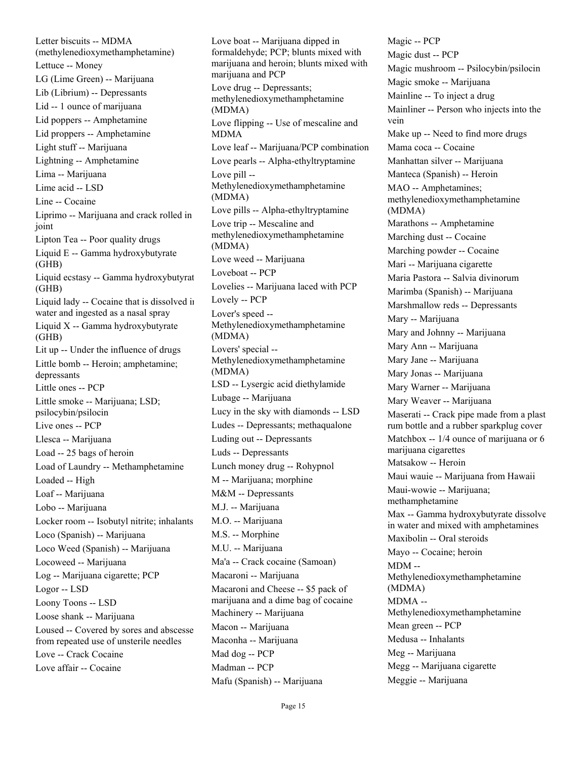Letter biscuits -- MDMA (methylenedioxymethamphetamine)

Lettuce -- Money

LG (Lime Green) -- Marijuana

Lib (Librium) -- Depressants

Lid -- 1 ounce of marijuana

Lid poppers -- Amphetamine

Lid proppers -- Amphetamine

Light stuff -- Marijuana

Lightning -- Amphetamine

Lima -- Marijuana

Lime acid -- LSD

Line -- Cocaine

Liprimo -- Marijuana and crack rolled in joint

Lipton Tea -- Poor quality drugs

Liquid E -- Gamma hydroxybutyrate (GHB)

Liquid ecstasy -- Gamma hydroxybutyrat (GHB)

Liquid lady -- Cocaine that is dissolved in water and ingested as a nasal spray

Liquid X -- Gamma hydroxybutyrate (GHB)

Lit up -- Under the influence of drugs

Little bomb -- Heroin; amphetamine; depressants

Little ones -- PCP

Little smoke -- Marijuana; LSD; psilocybin/psilocin

Live ones -- PCP

Llesca -- Marijuana

Load -- 25 bags of heroin

Load of Laundry -- Methamphetamine

Loaded -- High

Loaf -- Marijuana

Lobo -- Marijuana

Locker room -- Isobutyl nitrite; inhalants

Loco (Spanish) -- Marijuana

Loco Weed (Spanish) -- Marijuana

Locoweed -- Marijuana

Log -- Marijuana cigarette; PCP

Logor -- LSD

Loony Toons -- LSD

Loose shank -- Marijuana

Loused -- Covered by sores and abscesse from repeated use of unsterile needles

Love -- Crack Cocaine

Love affair -- Cocaine

Love boat -- Marijuana dipped in formaldehyde; PCP; blunts mixed with marijuana and heroin; blunts mixed with marijuana and PCP

Love drug -- Depressants; methylenedioxymethamphetamine (MDMA)

Love flipping -- Use of mescaline and MDMA

Love leaf -- Marijuana/PCP combination

Love pearls -- Alpha-ethyltryptamine

Love pill -- Methylenedioxymethamphetamine (MDMA)

Love pills -- Alpha-ethyltryptamine

Love trip -- Mescaline and methylenedioxymethamphetamine (MDMA)

Love weed -- Marijuana

Loveboat -- PCP

Lovelies -- Marijuana laced with PCP

Lovely -- PCP

Lover's speed -- Methylenedioxymethamphetamine (MDMA)

Lovers' special -- Methylenedioxymethamphetamine (MDMA)

LSD -- Lysergic acid diethylamide

Lubage -- Marijuana

Lucy in the sky with diamonds -- LSD

Ludes -- Depressants; methaqualone

Luding out -- Depressants

Luds -- Depressants

Lunch money drug -- Rohypnol

M -- Marijuana; morphine

M&M -- Depressants

M.J. -- Marijuana

M.O. -- Marijuana

M.S. -- Morphine

M.U. -- Marijuana

Ma'a -- Crack cocaine (Samoan)

Macaroni -- Marijuana

Macaroni and Cheese -- $5 pack of marijuana and a dime bag of cocaine

Machinery -- Marijuana

Macon -- Marijuana

Maconha -- Marijuana

Mad dog -- PCP

Madman -- PCP

Mafu (Spanish) -- Marijuana

Magic -- PCP

Magic dust -- PCP

Magic mushroom -- Psilocybin/psilocin

Magic smoke -- Marijuana

Mainline -- To inject a drug

Mainliner -- Person who injects into the vein

Make up -- Need to find more drugs

Mama coca -- Cocaine

Manhattan silver -- Marijuana

Manteca (Spanish) -- Heroin

MAO -- Amphetamines; methylenedioxymethamphetamine (MDMA)

Marathons -- Amphetamine

Marching dust -- Cocaine

Marching powder -- Cocaine

Mari -- Marijuana cigarette

Maria Pastora -- Salvia divinorum

Marimba (Spanish) -- Marijuana

Marshmallow reds -- Depressants

Mary -- Marijuana

Mary and Johnny -- Marijuana

Mary Ann -- Marijuana

Mary Jane -- Marijuana

Mary Jonas -- Marijuana

Mary Warner -- Marijuana

Mary Weaver -- Marijuana

Maserati -- Crack pipe made from a plast rum bottle and a rubber sparkplug cover

Matchbox -- 1/4 ounce of marijuana or 6 marijuana cigarettes

Matsakow -- Heroin

Maui wauie -- Marijuana from Hawaii

Maui-wowie -- Marijuana; methamphetamine

Max -- Gamma hydroxybutyrate dissolve in water and mixed with amphetamines

Maxibolin -- Oral steroids

Mayo -- Cocaine; heroin

MDM -- Methylenedioxymethamphetamine (MDMA)

MDMA -- Methylenedioxymethamphetamine

Mean green -- PCP

Medusa -- Inhalants

Meg -- Marijuana

Megg -- Marijuana cigarette

Meggie -- Marijuana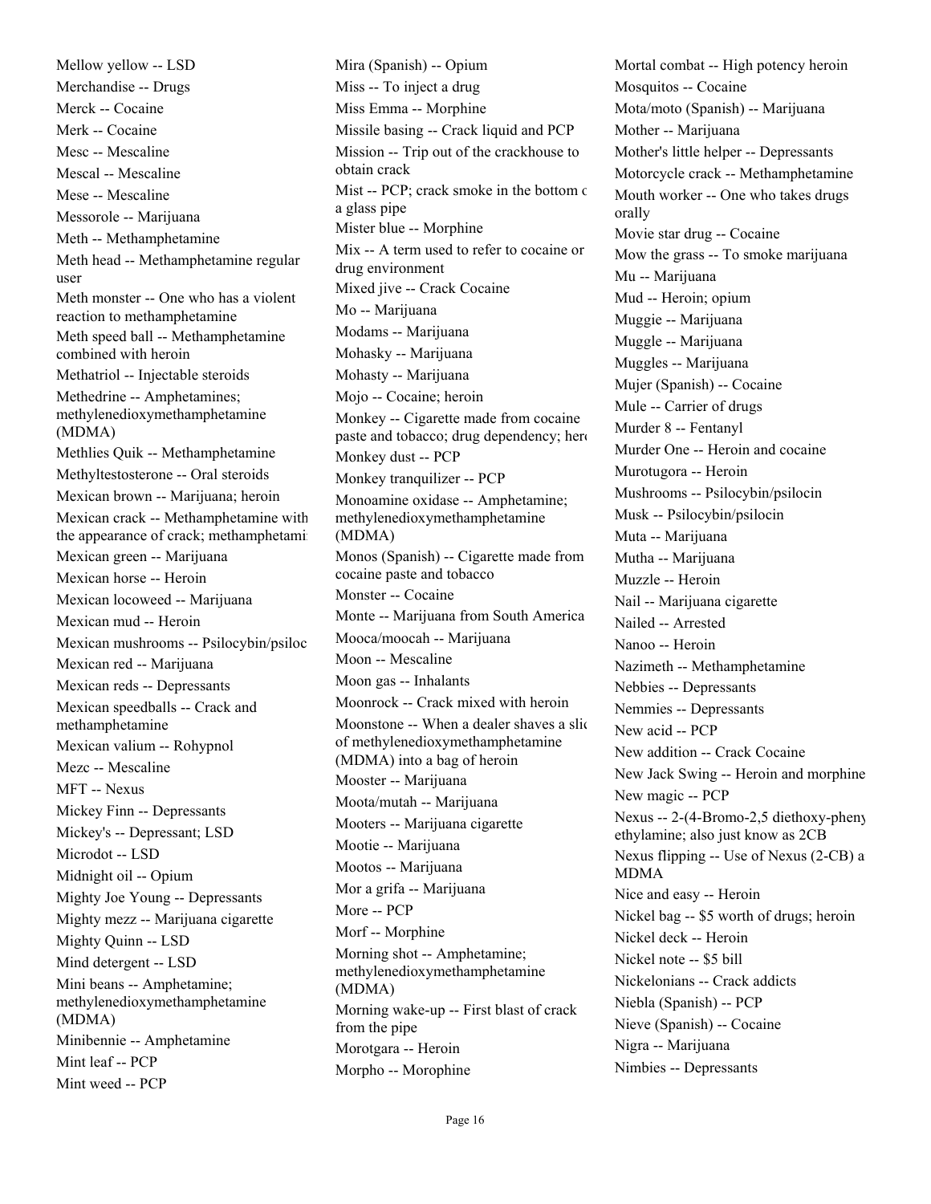Mellow yellow -- LSD

Merchandise -- Drugs

Merck -- Cocaine

Merk -- Cocaine

Mesc -- Mescaline

Mescal -- Mescaline

Mese -- Mescaline

Messorole -- Marijuana

Meth -- Methamphetamine

Meth head -- Methamphetamine regular user

Meth monster -- One who has a violent reaction to methamphetamine

Meth speed ball -- Methamphetamine combined with heroin

Methatriol -- Injectable steroids

Methedrine -- Amphetamines; methylenedioxymethamphetamine (MDMA)

Methlies Quik -- Methamphetamine

Methyltestosterone -- Oral steroids

Mexican brown -- Marijuana; heroin

Mexican crack -- Methamphetamine with the appearance of crack; methamphetami

Mexican green -- Marijuana

Mexican horse -- Heroin

Mexican locoweed -- Marijuana

Mexican mud -- Heroin

Mexican mushrooms -- Psilocybin/psiloc

Mexican red -- Marijuana

Mexican reds -- Depressants

Mexican speedballs -- Crack and methamphetamine

Mexican valium -- Rohypnol

Mezc -- Mescaline

MFT -- Nexus

Mickey Finn -- Depressants

Mickey's -- Depressant; LSD

Microdot -- LSD

Midnight oil -- Opium

Mighty Joe Young -- Depressants

Mighty mezz -- Marijuana cigarette

Mighty Quinn -- LSD

Mind detergent -- LSD

Mini beans -- Amphetamine; methylenedioxymethamphetamine (MDMA)

Minibennie -- Amphetamine

Mint leaf -- PCP

Mint weed -- PCP

Mira (Spanish) -- Opium

Miss -- To inject a drug

Miss Emma -- Morphine

Missile basing -- Crack liquid and PCP

Mission -- Trip out of the crackhouse to obtain crack

Mist -- PCP; crack smoke in the bottom c a glass pipe

Mister blue -- Morphine

Mix -- A term used to refer to cocaine or drug environment

Mixed jive -- Crack Cocaine

Mo -- Marijuana

Modams -- Marijuana

Mohasky -- Marijuana

Mohasty -- Marijuana

Mojo -- Cocaine; heroin

Monkey -- Cigarette made from cocaine paste and tobacco; drug dependency; her

Monkey dust -- PCP

Monkey tranquilizer -- PCP

Monoamine oxidase -- Amphetamine; methylenedioxymethamphetamine (MDMA)

Monos (Spanish) -- Cigarette made from cocaine paste and tobacco

Monster -- Cocaine

Monte -- Marijuana from South America

Mooca/moocah -- Marijuana

Moon -- Mescaline

Moon gas -- Inhalants

Moonrock -- Crack mixed with heroin

Moonstone -- When a dealer shaves a slic of methylenedioxymethamphetamine (MDMA) into a bag of heroin

Mooster -- Marijuana

Moota/mutah -- Marijuana

Mooters -- Marijuana cigarette

Mootie -- Marijuana

Mootos -- Marijuana

Mor a grifa -- Marijuana

More -- PCP

Morf -- Morphine

Morning shot -- Amphetamine; methylenedioxymethamphetamine (MDMA)

Morning wake-up -- First blast of crack from the pipe

Morotgara -- Heroin

Morpho -- Morophine

Mortal combat -- High potency heroin

Mosquitos -- Cocaine

Mota/moto (Spanish) -- Marijuana

Mother -- Marijuana

Mother's little helper -- Depressants

Motorcycle crack -- Methamphetamine

Mouth worker -- One who takes drugs orally

Movie star drug -- Cocaine

Mow the grass -- To smoke marijuana

Mu -- Marijuana

Mud -- Heroin; opium

Muggie -- Marijuana

Muggle -- Marijuana

Muggles -- Marijuana

Mujer (Spanish) -- Cocaine

Mule -- Carrier of drugs

Murder 8 -- Fentanyl

Murder One -- Heroin and cocaine

Murotugora -- Heroin

Mushrooms -- Psilocybin/psilocin

Musk -- Psilocybin/psilocin

Muta -- Marijuana

Mutha -- Marijuana

Muzzle -- Heroin

Nail -- Marijuana cigarette

Nailed -- Arrested

Nanoo -- Heroin

Nazimeth -- Methamphetamine

Nebbies -- Depressants

Nemmies -- Depressants

New acid -- PCP

New addition -- Crack Cocaine

New Jack Swing -- Heroin and morphine

New magic -- PCP

Nexus -- 2-(4-Bromo-2,5 diethoxy-pheny ethylamine; also just know as 2CB

Nexus flipping -- Use of Nexus (2-CB) a MDMA

Nice and easy -- Heroin

Nickel bag -- $5 worth of drugs; heroin

Nickel deck -- Heroin

Nickel note -- $5 bill

Nickelonians -- Crack addicts

Niebla (Spanish) -- PCP

Nieve (Spanish) -- Cocaine

Nigra -- Marijuana

Nimbies -- Depressants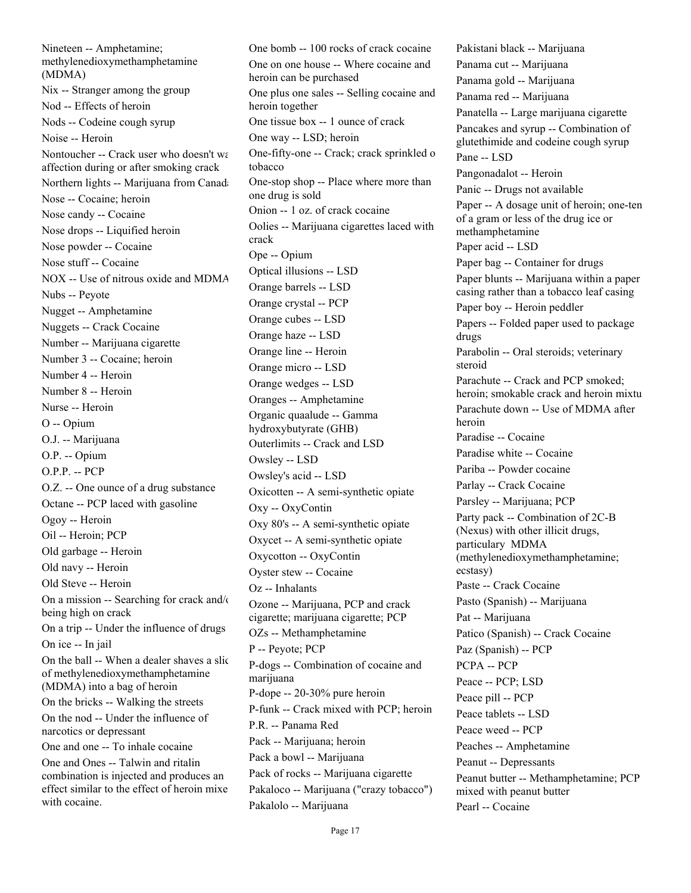Nineteen -- Amphetamine; methylenedioxymethamphetamine (MDMA)

Nix -- Stranger among the group

Nod -- Effects of heroin

Nods -- Codeine cough syrup

Noise -- Heroin

Nontoucher -- Crack user who doesn't wa affection during or after smoking crack

Northern lights -- Marijuana from Canad

Nose -- Cocaine; heroin

Nose candy -- Cocaine

Nose drops -- Liquified heroin

Nose powder -- Cocaine

Nose stuff -- Cocaine

NOX -- Use of nitrous oxide and MDMA

Nubs -- Peyote

Nugget -- Amphetamine

Nuggets -- Crack Cocaine

Number -- Marijuana cigarette

Number 3 -- Cocaine; heroin

Number 4 -- Heroin

Number 8 -- Heroin

Nurse -- Heroin

O -- Opium

O.J. -- Marijuana

O.P. -- Opium

O.P.P. -- PCP

O.Z. -- One ounce of a drug substance

Octane -- PCP laced with gasoline

Ogoy -- Heroin

Oil -- Heroin; PCP

Old garbage -- Heroin

Old navy -- Heroin

Old Steve -- Heroin

On a mission -- Searching for crack and/ being high on crack

On a trip -- Under the influence of drugs

On ice -- In jail

On the ball -- When a dealer shaves a slic of methylenedioxymethamphetamine (MDMA) into a bag of heroin

On the bricks -- Walking the streets

On the nod -- Under the influence of narcotics or depressant

One and one -- To inhale cocaine

One and Ones -- Talwin and ritalin combination is injected and produces an effect similar to the effect of heroin mixe with cocaine.

One bomb -- 100 rocks of crack cocaine

One on one house -- Where cocaine and heroin can be purchased

One plus one sales -- Selling cocaine and heroin together

One tissue box -- 1 ounce of crack

One way -- LSD; heroin

One-fifty-one -- Crack; crack sprinkled o tobacco

One-stop shop -- Place where more than one drug is sold

Onion -- 1 oz. of crack cocaine

Oolies -- Marijuana cigarettes laced with crack

Ope -- Opium

Optical illusions -- LSD

Orange barrels -- LSD

Orange crystal -- PCP

Orange cubes -- LSD

Orange haze -- LSD

Orange line -- Heroin

Orange micro -- LSD

Orange wedges -- LSD

Oranges -- Amphetamine

Organic quaalude -- Gamma hydroxybutyrate (GHB)

Outerlimits -- Crack and LSD

Owsley -- LSD

Owsley's acid -- LSD

Oxicotten -- A semi-synthetic opiate

Oxy -- OxyContin

Oxy 80's -- A semi-synthetic opiate

Oxycet -- A semi-synthetic opiate

Oxycotton -- OxyContin

Oyster stew -- Cocaine

Oz -- Inhalants

Ozone -- Marijuana, PCP and crack cigarette; marijuana cigarette; PCP

OZs -- Methamphetamine

P -- Peyote; PCP

P-dogs -- Combination of cocaine and marijuana

P-dope -- 20-30% pure heroin

P-funk -- Crack mixed with PCP; heroin

P.R. -- Panama Red

Pack -- Marijuana; heroin

Pack a bowl -- Marijuana

Pack of rocks -- Marijuana cigarette

Pakaloco -- Marijuana ("crazy tobacco")

Pakalolo -- Marijuana

Pakistani black -- Marijuana

Panama cut -- Marijuana

Panama gold -- Marijuana

Panama red -- Marijuana

Panatella -- Large marijuana cigarette

Pancakes and syrup -- Combination of glutethimide and codeine cough syrup

Pane -- LSD

Pangonadalot -- Heroin

Panic -- Drugs not available

Paper -- A dosage unit of heroin; one-ten of a gram or less of the drug ice or methamphetamine

Paper acid -- LSD

Paper bag -- Container for drugs

Paper blunts -- Marijuana within a paper casing rather than a tobacco leaf casing

Paper boy -- Heroin peddler

Papers -- Folded paper used to package drugs

Parabolin -- Oral steroids; veterinary steroid

Parachute -- Crack and PCP smoked; heroin; smokable crack and heroin mixtu

Parachute down -- Use of MDMA after heroin

Paradise -- Cocaine

Paradise white -- Cocaine

Pariba -- Powder cocaine

Parlay -- Crack Cocaine

Parsley -- Marijuana; PCP

Party pack -- Combination of 2C-B (Nexus) with other illicit drugs, particulary MDMA (methylenedioxymethamphetamine; ecstasy)

Paste -- Crack Cocaine

Pasto (Spanish) -- Marijuana

Pat -- Marijuana

Patico (Spanish) -- Crack Cocaine

Paz (Spanish) -- PCP

PCPA -- PCP

Peace -- PCP; LSD

Peace pill -- PCP

Peace tablets -- LSD

Peace weed -- PCP

Peaches -- Amphetamine

Peanut -- Depressants

Peanut butter -- Methamphetamine; PCP mixed with peanut butter

Pearl -- Cocaine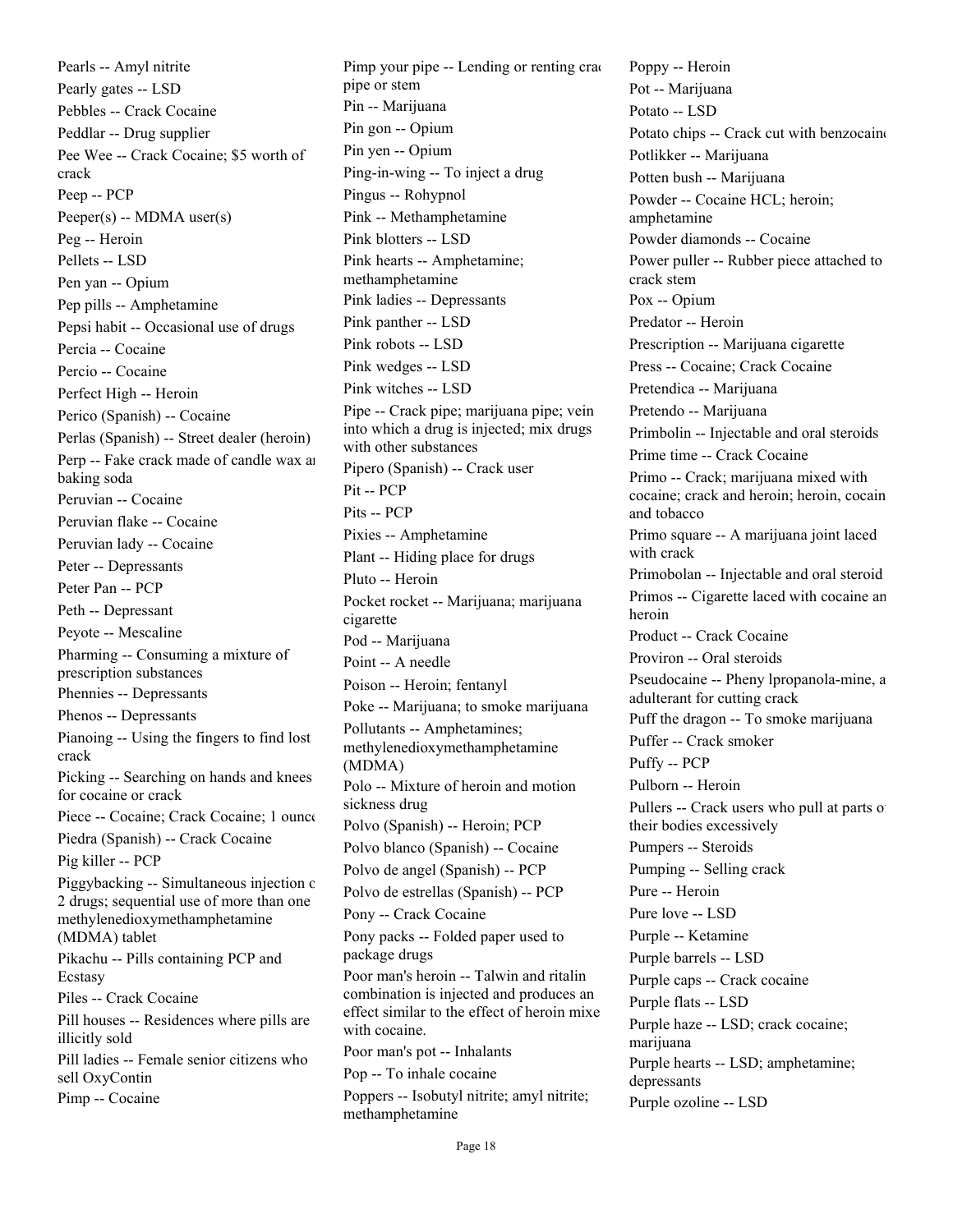Pearls -- Amyl nitrite

Pearly gates -- LSD

Pebbles -- Crack Cocaine

Peddlar -- Drug supplier

Pee Wee -- Crack Cocaine; $5 worth of crack

Peep -- PCP

Peeper(s) -- MDMA user(s)

Peg -- Heroin

Pellets -- LSD

Pen yan -- Opium

Pep pills -- Amphetamine

Pepsi habit -- Occasional use of drugs

Percia -- Cocaine

Percio -- Cocaine

Perfect High -- Heroin

Perico (Spanish) -- Cocaine

Perlas (Spanish) -- Street dealer (heroin)

Perp -- Fake crack made of candle wax and baking soda

Peruvian -- Cocaine

Peruvian flake -- Cocaine

Peruvian lady -- Cocaine

Peter -- Depressants

Peter Pan -- PCP

Peth -- Depressant

Peyote -- Mescaline

Pharming -- Consuming a mixture of prescription substances

Phennies -- Depressants

Phenos -- Depressants

Pianoing -- Using the fingers to find lost crack

Picking -- Searching on hands and knees for cocaine or crack

Piece -- Cocaine; Crack Cocaine; 1 ounce

Piedra (Spanish) -- Crack Cocaine

Pig killer -- PCP

Piggybacking -- Simultaneous injection of 2 drugs; sequential use of more than one methylenedioxymethamphetamine (MDMA) tablet

Pikachu -- Pills containing PCP and Ecstasy

Piles -- Crack Cocaine

Pill houses -- Residences where pills are illicitly sold

Pill ladies -- Female senior citizens who sell OxyContin

Pimp -- Cocaine

Pimp your pipe -- Lending or renting crack pipe or stem

Pin -- Marijuana

Pin gon -- Opium

Pin yen -- Opium

Ping-in-wing -- To inject a drug

Pingus -- Rohypnol

Pink -- Methamphetamine

Pink blotters -- LSD

Pink hearts -- Amphetamine; methamphetamine

Pink ladies -- Depressants

Pink panther -- LSD

Pink robots -- LSD

Pink wedges -- LSD

Pink witches -- LSD

Pipe -- Crack pipe; marijuana pipe; vein into which a drug is injected; mix drugs with other substances

Pipero (Spanish) -- Crack user

Pit -- PCP

Pits -- PCP

Pixies -- Amphetamine

Plant -- Hiding place for drugs

Pluto -- Heroin

Pocket rocket -- Marijuana; marijuana cigarette

Pod -- Marijuana

Point -- A needle

Poison -- Heroin; fentanyl

Poke -- Marijuana; to smoke marijuana

Pollutants -- Amphetamines; methylenedioxymethamphetamine (MDMA)

Polo -- Mixture of heroin and motion sickness drug

Polvo (Spanish) -- Heroin; PCP

Polvo blanco (Spanish) -- Cocaine

Polvo de angel (Spanish) -- PCP

Polvo de estrellas (Spanish) -- PCP

Pony -- Crack Cocaine

Pony packs -- Folded paper used to package drugs

Poor man's heroin -- Talwin and ritalin combination is injected and produces an effect similar to the effect of heroin mixed with cocaine.

Poor man's pot -- Inhalants

Pop -- To inhale cocaine

Poppers -- Isobutyl nitrite; amyl nitrite; methamphetamine

Poppy -- Heroin

Pot -- Marijuana

Potato -- LSD

Potato chips -- Crack cut with benzocaine

Potlikker -- Marijuana

Potten bush -- Marijuana

Powder -- Cocaine HCL; heroin; amphetamine

Powder diamonds -- Cocaine

Power puller -- Rubber piece attached to crack stem

Pox -- Opium

Predator -- Heroin

Prescription -- Marijuana cigarette

Press -- Cocaine; Crack Cocaine

Pretendica -- Marijuana

Pretendo -- Marijuana

Primbolin -- Injectable and oral steroids

Prime time -- Crack Cocaine

Primo -- Crack; marijuana mixed with cocaine; crack and heroin; heroin, cocaine and tobacco

Primo square -- A marijuana joint laced with crack

Primobolan -- Injectable and oral steroid

Primos -- Cigarette laced with cocaine and heroin

Product -- Crack Cocaine

Proviron -- Oral steroids

Pseudocaine -- Pheny lpropanola-mine, an adulterant for cutting crack

Puff the dragon -- To smoke marijuana

Puffer -- Crack smoker

Puffy -- PCP

Pulborn -- Heroin

Pullers -- Crack users who pull at parts of their bodies excessively

Pumpers -- Steroids

Pumping -- Selling crack

Pure -- Heroin

Pure love -- LSD

Purple -- Ketamine

Purple barrels -- LSD

Purple caps -- Crack cocaine

Purple flats -- LSD

Purple haze -- LSD; crack cocaine; marijuana

Purple hearts -- LSD; amphetamine; depressants

Purple ozoline -- LSD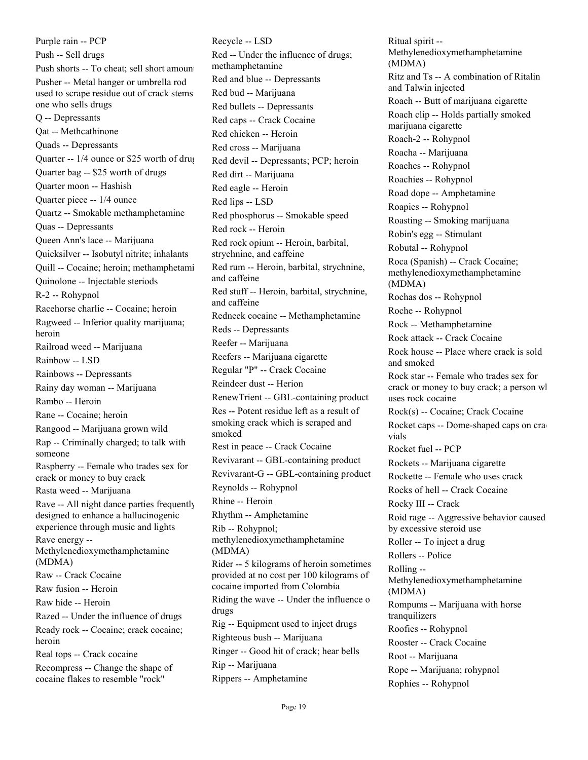Purple rain -- PCP

Push -- Sell drugs

Push shorts -- To cheat; sell short amount

Pusher -- Metal hanger or umbrella rod used to scrape residue out of crack stems one who sells drugs

Q -- Depressants

Qat -- Methcathinone

Quads -- Depressants

Quarter -- 1/4 ounce or $25 worth of drug

Quarter bag -- $25 worth of drugs

Quarter moon -- Hashish

Quarter piece -- 1/4 ounce

Quartz -- Smokable methamphetamine

Quas -- Depressants

Queen Ann's lace -- Marijuana

Quicksilver -- Isobutyl nitrite; inhalants

Quill -- Cocaine; heroin; methamphetami

Quinolone -- Injectable steriods

R-2 -- Rohypnol

Racehorse charlie -- Cocaine; heroin

Ragweed -- Inferior quality marijuana; heroin

Railroad weed -- Marijuana

Rainbow -- LSD

Rainbows -- Depressants

Rainy day woman -- Marijuana

Rambo -- Heroin

Rane -- Cocaine; heroin

Rangood -- Marijuana grown wild

Rap -- Criminally charged; to talk with someone

Raspberry -- Female who trades sex for crack or money to buy crack

Rasta weed -- Marijuana

Rave -- All night dance parties frequently designed to enhance a hallucinogenic experience through music and lights

Rave energy -- Methylenedioxymethamphetamine (MDMA)

Raw -- Crack Cocaine

Raw fusion -- Heroin

Raw hide -- Heroin

Razed -- Under the influence of drugs

Ready rock -- Cocaine; crack cocaine; heroin

Real tops -- Crack cocaine

Recompress -- Change the shape of cocaine flakes to resemble "rock"

Recycle -- LSD

Red -- Under the influence of drugs; methamphetamine

Red and blue -- Depressants

Red bud -- Marijuana

Red bullets -- Depressants

Red caps -- Crack Cocaine

Red chicken -- Heroin

Red cross -- Marijuana

Red devil -- Depressants; PCP; heroin

Red dirt -- Marijuana

Red eagle -- Heroin

Red lips -- LSD

Red phosphorus -- Smokable speed

Red rock -- Heroin

Red rock opium -- Heroin, barbital, strychnine, and caffeine

Red rum -- Heroin, barbital, strychnine, and caffeine

Red stuff -- Heroin, barbital, strychnine, and caffeine

Redneck cocaine -- Methamphetamine

Reds -- Depressants

Reefer -- Marijuana

Reefers -- Marijuana cigarette

Regular "P" -- Crack Cocaine

Reindeer dust -- Herion

RenewTrient -- GBL-containing product

Res -- Potent residue left as a result of smoking crack which is scraped and smoked

Rest in peace -- Crack Cocaine

Revivarant -- GBL-containing product

Revivarant-G -- GBL-containing product

Reynolds -- Rohypnol

Rhine -- Heroin

Rhythm -- Amphetamine

Rib -- Rohypnol; methylenedioxymethamphetamine (MDMA)

Rider -- 5 kilograms of heroin sometimes provided at no cost per 100 kilograms of cocaine imported from Colombia

Riding the wave -- Under the influence o drugs

Rig -- Equipment used to inject drugs

Righteous bush -- Marijuana

Ringer -- Good hit of crack; hear bells

Rip -- Marijuana

Rippers -- Amphetamine

Ritual spirit -- Methylenedioxymethamphetamine (MDMA)

Ritz and Ts -- A combination of Ritalin and Talwin injected

Roach -- Butt of marijuana cigarette

Roach clip -- Holds partially smoked marijuana cigarette

Roach-2 -- Rohypnol

Roacha -- Marijuana

Roaches -- Rohypnol

Roachies -- Rohypnol

Road dope -- Amphetamine

Roapies -- Rohypnol

Roasting -- Smoking marijuana

Robin's egg -- Stimulant

Robutal -- Rohypnol

Roca (Spanish) -- Crack Cocaine; methylenedioxymethamphetamine (MDMA)

Rochas dos -- Rohypnol

Roche -- Rohypnol

Rock -- Methamphetamine

Rock attack -- Crack Cocaine

Rock house -- Place where crack is sold and smoked

Rock star -- Female who trades sex for crack or money to buy crack; a person wl uses rock cocaine

Rock(s) -- Cocaine; Crack Cocaine

Rocket caps -- Dome-shaped caps on cra vials

Rocket fuel -- PCP

Rockets -- Marijuana cigarette

Rockette -- Female who uses crack

Rocks of hell -- Crack Cocaine

Rocky III -- Crack

Roid rage -- Aggressive behavior caused by excessive steroid use

Roller -- To inject a drug

Rollers -- Police

Rolling -- Methylenedioxymethamphetamine (MDMA)

Rompums -- Marijuana with horse tranquilizers

Roofies -- Rohypnol

Rooster -- Crack Cocaine

Root -- Marijuana

Rope -- Marijuana; rohypnol

Rophies -- Rohypnol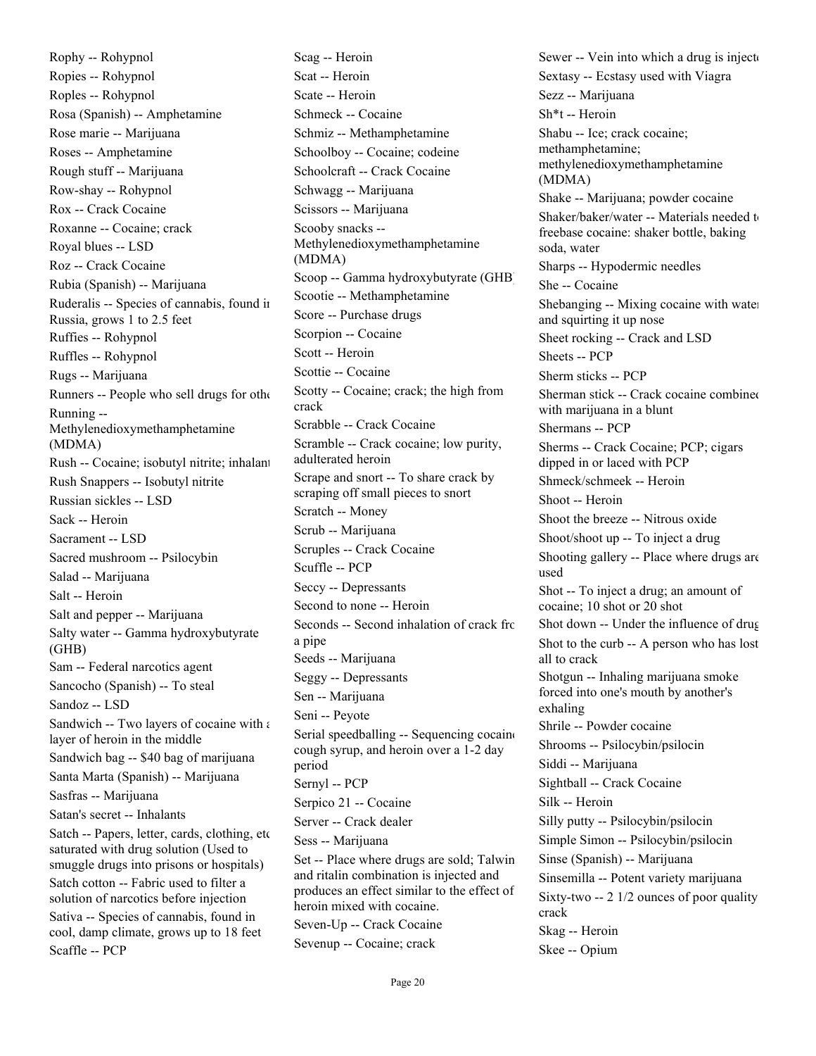Rophy -- Rohypnol

Ropies -- Rohypnol

Roples -- Rohypnol

Rosa (Spanish) -- Amphetamine

Rose marie -- Marijuana

Roses -- Amphetamine

Rough stuff -- Marijuana

Row-shay -- Rohyypnol

Rox -- Crack Cocaine

Roxanne -- Cocaine; crack

Royal blues -- LSD

Roz -- Crack Cocaine

Rubia (Spanish) -- Marijuana

Ruderalis -- Species of cannabis, found in Russia, grows 1 to 2.5 feet

Ruffies -- Rohypnol

Ruffles -- Rohypnol

Rugs -- Marijuana

Runners -- People who sell drugs for othe

Running -- Methylenedioxymethamphetamine (MDMA)

Rush -- Cocaine; isobutyl nitrite; inhalant

Rush Snappers -- Isobutyl nitrite

Russian sickles -- LSD

Sack -- Heroin

Sacrament -- LSD

Sacred mushroom -- Psilocybin

Salad -- Marijuana

Salt -- Heroin

Salt and pepper -- Marijuana

Salty water -- Gamma hydroxybutyrate (GHB)

Sam -- Federal narcotics agent

Sancocho (Spanish) -- To steal

Sandoz -- LSD

Sandwich -- Two layers of cocaine with a layer of heroin in the middle

Sandwich bag -- $40 bag of marijuana

Santa Marta (Spanish) -- Marijuana

Sasfras -- Marijuana

Satan's secret -- Inhalants

Satch -- Papers, letter, cards, clothing, etc saturated with drug solution (Used to smuggle drugs into prisons or hospitals)

Satch cotton -- Fabric used to filter a solution of narcotics before injection

Sativa -- Species of cannabis, found in cool, damp climate, grows up to 18 feet

Scaffle -- PCP

Scag -- Heroin

Scat -- Heroin

Scate -- Heroin

Schmeck -- Cocaine

Schmiz -- Methamphetamine

Schoolboy -- Cocaine; codeine

Schoolcraft -- Crack Cocaine

Schwagg -- Marijuana

Scissors -- Marijuana

Scooby snacks -- Methylenedioxymethamphetamine (MDMA)

Scoop -- Gamma hydroxybutyrate (GHB)

Scootie -- Methamphetamine

Score -- Purchase drugs

Scorpion -- Cocaine

Scott -- Heroin

Scottie -- Cocaine

Scotty -- Cocaine; crack; the high from crack

Scrabble -- Crack Cocaine

Scramble -- Crack cocaine; low purity, adulterated heroin

Scrape and snort -- To share crack by scraping off small pieces to snort

Scratch -- Money

Scrub -- Marijuana

Scruples -- Crack Cocaine

Scuffle -- PCP

Seccy -- Depressants

Second to none -- Heroin

Seconds -- Second inhalation of crack fro a pipe

Seeds -- Marijuana

Seggy -- Depressants

Sen -- Marijuana

Seni -- Peyote

Serial speedballing -- Sequencing cocaine cough syrup, and heroin over a 1-2 day period

Sernyl -- PCP

Serpico 21 -- Cocaine

Server -- Crack dealer

Sess -- Marijuana

Set -- Place where drugs are sold; Talwin and ritalin combination is injected and produces an effect similar to the effect of heroin mixed with cocaine.

Seven-Up -- Crack Cocaine

Sevenup -- Cocaine; crack

Sewer -- Vein into which a drug is inject

Sextasy -- Ecstasy used with Viagra

Sezz -- Marijuana

Sh*t -- Heroin

Shabu -- Ice; crack cocaine; methamphetamine; methylenedioxymethamphetamine (MDMA)

Shake -- Marijuana; powder cocaine

Shaker/baker/water -- Materials needed to freebase cocaine: shaker bottle, baking soda, water

Sharps -- Hypodermic needles

She -- Cocaine

Shebanging -- Mixing cocaine with water and squirting it up nose

Sheet rocking -- Crack and LSD

Sheets -- PCP

Sherm sticks -- PCP

Sherman stick -- Crack cocaine combined with marijuana in a blunt

Shermans -- PCP

Sherms -- Crack Cocaine; PCP; cigars dipped in or laced with PCP

Shmeck/schmeek -- Heroin

Shoot -- Heroin

Shoot the breeze -- Nitrous oxide

Shoot/shoot up -- To inject a drug

Shooting gallery -- Place where drugs are used

Shot -- To inject a drug; an amount of cocaine; 10 shot or 20 shot

Shot down -- Under the influence of drug

Shot to the curb -- A person who has lost all to crack

Shotgun -- Inhaling marijuana smoke forced into one's mouth by another's exhaling

Shrile -- Powder cocaine

Shrooms -- Psilocybin/psilocin

Siddi -- Marijuana

Sightball -- Crack Cocaine

Silk -- Heroin

Silly putty -- Psilocybin/psilocin

Simple Simon -- Psilocybin/psilocin

Sinse (Spanish) -- Marijuana

Sinsemilla -- Potent variety marijuana

Sixty-two -- 2 1/2 ounces of poor quality crack

Skag -- Heroin

Skee -- Opium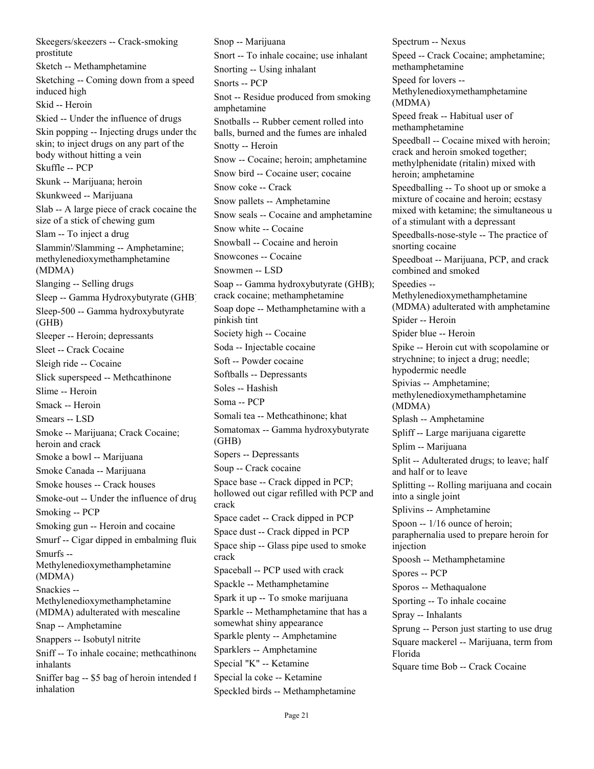Skeegers/skeezers -- Crack-smoking prostitute

Sketch -- Methamphetamine

Sketching -- Coming down from a speed induced high

Skid -- Heroin

Skied -- Under the influence of drugs

Skin popping -- Injecting drugs under the skin; to inject drugs on any part of the body without hitting a vein

Skuffle -- PCP

Skunk -- Marijuana; heroin

Skunkweed -- Marijuana

Slab -- A large piece of crack cocaine the size of a stick of chewing gum

Slam -- To inject a drug

Slammin'/Slamming -- Amphetamine; methylenedioxymethamphetamine (MDMA)

Slanging -- Selling drugs

Sleep -- Gamma Hydroxybutyrate (GHB)

Sleep-500 -- Gamma hydroxybutyrate (GHB)

Sleeper -- Heroin; depressants

Sleet -- Crack Cocaine

Sleigh ride -- Cocaine

Slick superspeed -- Methcathinone

Slime -- Heroin

Smack -- Heroin

Smears -- LSD

Smoke -- Marijuana; Crack Cocaine; heroin and crack

Smoke a bowl -- Marijuana

Smoke Canada -- Marijuana

Smoke houses -- Crack houses

Smoke-out -- Under the influence of drug

Smoking -- PCP

Smoking gun -- Heroin and cocaine

Smurf -- Cigar dipped in embalming fluid

Smurfs -- Methylenedioxymethamphetamine (MDMA)

Snackies -- Methylenedioxymethamphetamine (MDMA) adulterated with mescaline

Snap -- Amphetamine

Snappers -- Isobutyl nitrite

Sniff -- To inhale cocaine; methcathinone inhalants

Sniffer bag -- $5 bag of heroin intended f inhalation

Snop -- Marijuana

Snort -- To inhale cocaine; use inhalant

Snorting -- Using inhalant

Snorts -- PCP

Snot -- Residue produced from smoking amphetamine

Snotballs -- Rubber cement rolled into balls, burned and the fumes are inhaled

Snotty -- Heroin

Snow -- Cocaine; heroin; amphetamine

Snow bird -- Cocaine user; cocaine

Snow coke -- Crack

Snow pallets -- Amphetamine

Snow seals -- Cocaine and amphetamine

Snow white -- Cocaine

Snowball -- Cocaine and heroin

Snowcones -- Cocaine

Snowmen -- LSD

Soap -- Gamma hydroxybutyrate (GHB); crack cocaine; methamphetamine

Soap dope -- Methamphetamine with a pinkish tint

Society high -- Cocaine

Soda -- Injectable cocaine

Soft -- Powder cocaine

Softballs -- Depressants

Soles -- Hashish

Soma -- PCP

Somali tea -- Methcathinone; khat

Somatomax -- Gamma hydroxybutyrate (GHB)

Sopers -- Depressants

Soup -- Crack cocaine

Space base -- Crack dipped in PCP; hollowed out cigar refilled with PCP and crack

Space cadet -- Crack dipped in PCP

Space dust -- Crack dipped in PCP

Space ship -- Glass pipe used to smoke crack

Spaceball -- PCP used with crack

Spackle -- Methamphetamine

Spark it up -- To smoke marijuana

Sparkle -- Methamphetamine that has a somewhat shiny appearance

Sparkle plenty -- Amphetamine

Sparklers -- Amphetamine

Special "K" -- Ketamine

Special la coke -- Ketamine

Speckled birds -- Methamphetamine

Spectrum -- Nexus

Speed -- Crack Cocaine; amphetamine; methamphetamine

Speed for lovers -- Methylenedioxymethamphetamine (MDMA)

Speed freak -- Habitual user of methamphetamine

Speedball -- Cocaine mixed with heroin; crack and heroin smoked together; methylphenidate (ritalin) mixed with heroin; amphetamine

Speedballing -- To shoot up or smoke a mixture of cocaine and heroin; ecstasy mixed with ketamine; the simultaneous u of a stimulant with a depressant

Speedballs-nose-style -- The practice of snorting cocaine

Speedboat -- Marijuana, PCP, and crack combined and smoked

Speedies -- Methylenedioxymethamphetamine (MDMA) adulterated with amphetamine

Spider -- Heroin

Spider blue -- Heroin

Spike -- Heroin cut with scopolamine or strychnine; to inject a drug; needle; hypodermic needle

Spivias -- Amphetamine; methylenedioxymethamphetamine (MDMA)

Splash -- Amphetamine

Spliff -- Large marijuana cigarette

Splim -- Marijuana

Split -- Adulterated drugs; to leave; half and half or to leave

Splitting -- Rolling marijuana and cocain into a single joint

Splivins -- Amphetamine

Spoon -- 1/16 ounce of heroin; paraphernalia used to prepare heroin for injection

Spoosh -- Methamphetamine

Spores -- PCP

Sporos -- Methaqualone

Sporting -- To inhale cocaine

Spray -- Inhalants

Sprung -- Person just starting to use drug

Square mackerel -- Marijuana, term from Florida

Square time Bob -- Crack Cocaine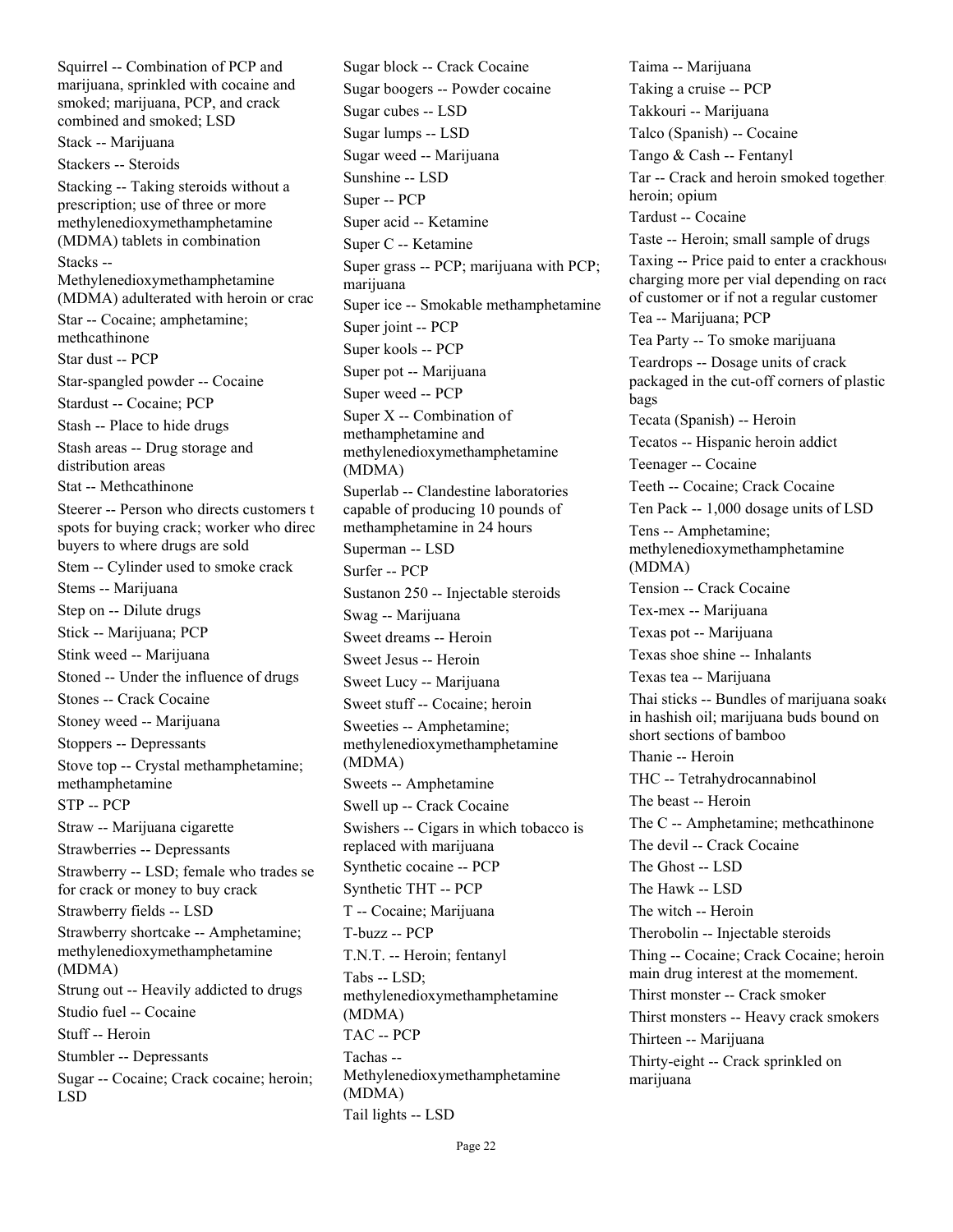Squirrel -- Combination of PCP and marijuana, sprinkled with cocaine and smoked; marijuana, PCP, and crack combined and smoked; LSD

Stack -- Marijuana

Stackers -- Steroids

Stacking -- Taking steroids without a prescription; use of three or more methylenedioxymethamphetamine (MDMA) tablets in combination

Stacks -- Methylenedioxymethamphetamine (MDMA) adulterated with heroin or crac

Star -- Cocaine; amphetamine; methcathinone

Star dust -- PCP

Star-spangled powder -- Cocaine

Stardust -- Cocaine; PCP

Stash -- Place to hide drugs

Stash areas -- Drug storage and distribution areas

Stat -- Methcathinone

Steerer -- Person who directs customers t spots for buying crack; worker who direc buyers to where drugs are sold

Stem -- Cylinder used to smoke crack

Stems -- Marijuana

Step on -- Dilute drugs

Stick -- Marijuana; PCP

Stink weed -- Marijuana

Stoned -- Under the influence of drugs

Stones -- Crack Cocaine

Stoney weed -- Marijuana

Stoppers -- Depressants

Stove top -- Crystal methamphetamine; methamphetamine

STP -- PCP

Straw -- Marijuana cigarette

Strawberries -- Depressants

Strawberry -- LSD; female who trades se for crack or money to buy crack

Strawberry fields -- LSD

Strawberry shortcake -- Amphetamine; methylenedioxymethamphetamine (MDMA)

Strung out -- Heavily addicted to drugs

Studio fuel -- Cocaine

Stuff -- Heroin

Stumbler -- Depressants

Sugar -- Cocaine; Crack cocaine; heroin; LSD

Sugar block -- Crack Cocaine

Sugar boogers -- Powder cocaine

Sugar cubes -- LSD

Sugar lumps -- LSD

Sugar weed -- Marijuana

Sunshine -- LSD

Super -- PCP

Super acid -- Ketamine

Super C -- Ketamine

Super grass -- PCP; marijuana with PCP; marijuana

Super ice -- Smokable methamphetamine

Super joint -- PCP

Super kools -- PCP

Super pot -- Marijuana

Super weed -- PCP

Super X -- Combination of methamphetamine and methylenedioxymethamphetamine (MDMA)

Superlab -- Clandestine laboratories capable of producing 10 pounds of methamphetamine in 24 hours

Superman -- LSD

Surfer -- PCP

Sustanon 250 -- Injectable steroids

Swag -- Marijuana

Sweet dreams -- Heroin

Sweet Jesus -- Heroin

Sweet Lucy -- Marijuana

Sweet stuff -- Cocaine; heroin

Sweeties -- Amphetamine; methylenedioxymethamphetamine (MDMA)

Sweets -- Amphetamine

Swell up -- Crack Cocaine

Swishers -- Cigars in which tobacco is replaced with marijuana

Synthetic cocaine -- PCP

Synthetic THT -- PCP

T -- Cocaine; Marijuana

T-buzz -- PCP

T.N.T. -- Heroin; fentanyl

Tabs -- LSD; methylenedioxymethamphetamine (MDMA)

TAC -- PCP

Tachas -- Methylenedioxymethamphetamine (MDMA)

Tail lights -- LSD

Taima -- Marijuana

Taking a cruise -- PCP

Takkouri -- Marijuana

Talco (Spanish) -- Cocaine

Tango & Cash -- Fentanyl

Tar -- Crack and heroin smoked together heroin; opium

Tardust -- Cocaine

Taste -- Heroin; small sample of drugs

Taxing -- Price paid to enter a crackhous charging more per vial depending on rac of customer or if not a regular customer

Tea -- Marijuana; PCP

Tea Party -- To smoke marijuana

Teardrops -- Dosage units of crack packaged in the cut-off corners of plastic bags

Tecata (Spanish) -- Heroin

Tecatos -- Hispanic heroin addict

Teenager -- Cocaine

Teeth -- Cocaine; Crack Cocaine

Ten Pack -- 1,000 dosage units of LSD

Tens -- Amphetamine; methylenedioxymethamphetamine (MDMA)

Tension -- Crack Cocaine

Tex-mex -- Marijuana

Texas pot -- Marijuana

Texas shoe shine -- Inhalants

Texas tea -- Marijuana

Thai sticks -- Bundles of marijuana soak in hashish oil; marijuana buds bound on short sections of bamboo

Thanie -- Heroin

THC -- Tetrahydrocannabinol

The beast -- Heroin

The C -- Amphetamine; methcathinone

The devil -- Crack Cocaine

The Ghost -- LSD

The Hawk -- LSD

The witch -- Heroin

Therobolin -- Injectable steroids

Thing -- Cocaine; Crack Cocaine; heroin main drug interest at the momement.

Thirst monster -- Crack smoker

Thirst monsters -- Heavy crack smokers

Thirteen -- Marijuana

Thirty-eight -- Crack sprinkled on marijuana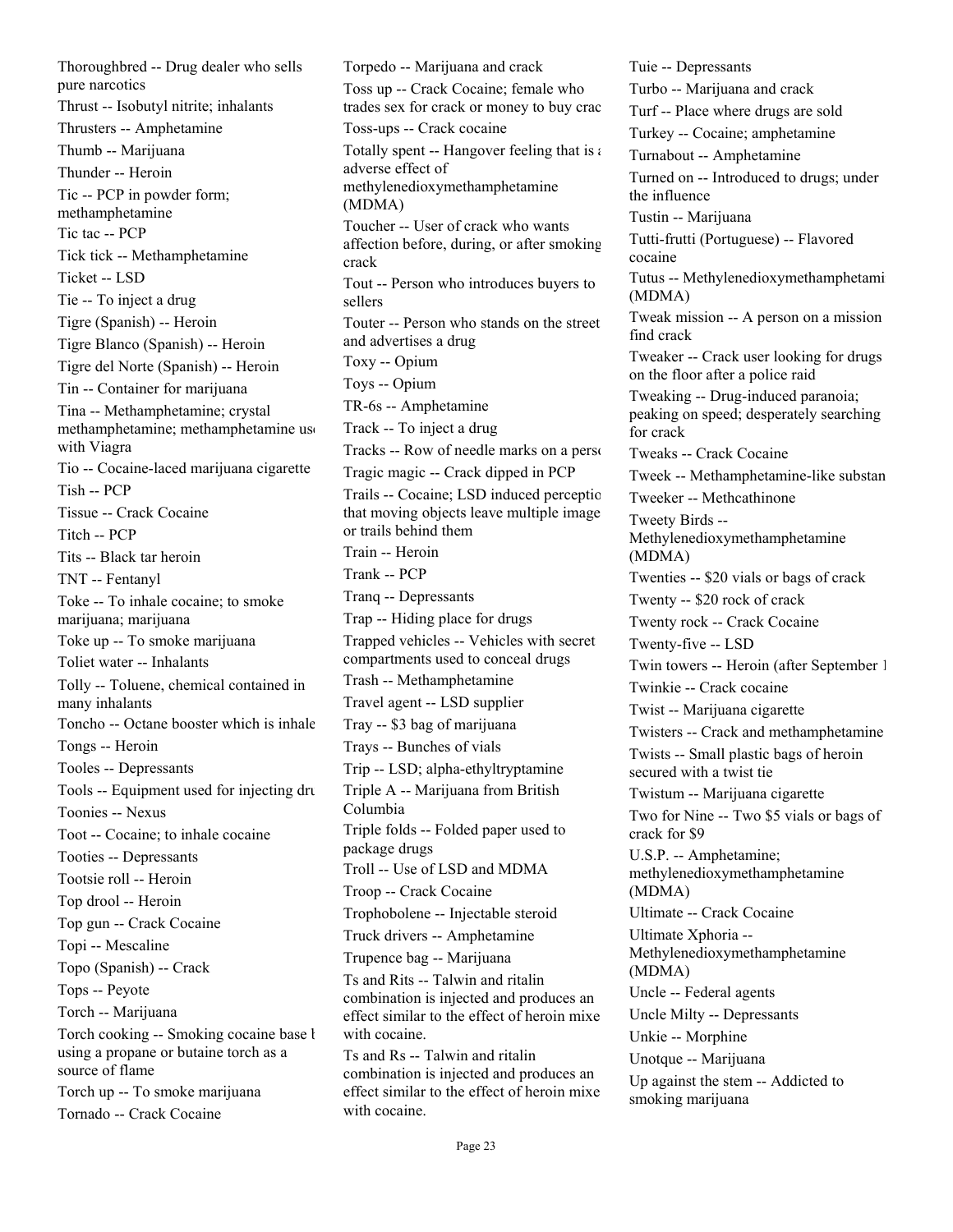Thoroughbred -- Drug dealer who sells pure narcotics

Thrust -- Isobutyl nitrite; inhalants

Thrusters -- Amphetamine

Thumb -- Marijuana

Thunder -- Heroin

Tic -- PCP in powder form; methamphetamine

Tic tac -- PCP

Tick tick -- Methamphetamine

Ticket -- LSD

Tie -- To inject a drug

Tigre (Spanish) -- Heroin

Tigre Blanco (Spanish) -- Heroin

Tigre del Norte (Spanish) -- Heroin

Tin -- Container for marijuana

Tina -- Methamphetamine; crystal methamphetamine; methamphetamine used with Viagra

Tio -- Cocaine-laced marijuana cigarette

Tish -- PCP

Tissue -- Crack Cocaine

Titch -- PCP

Tits -- Black tar heroin

TNT -- Fentanyl

Toke -- To inhale cocaine; to smoke marijuana; marijuana

Toke up -- To smoke marijuana

Toliet water -- Inhalants

Tolly -- Toluene, chemical contained in many inhalants

Toncho -- Octane booster which is inhaled

Tongs -- Heroin

Tooles -- Depressants

Tools -- Equipment used for injecting drugs

Toonies -- Nexus

Toot -- Cocaine; to inhale cocaine

Tooties -- Depressants

Tootsie roll -- Heroin

Top drool -- Heroin

Top gun -- Crack Cocaine

Topi -- Mescaline

Topo (Spanish) -- Crack

Tops -- Peyote

Torch -- Marijuana

Torch cooking -- Smoking cocaine base by using a propane or butaine torch as a source of flame

Torch up -- To smoke marijuana

Tornado -- Crack Cocaine

Torpedo -- Marijuana and crack

Toss up -- Crack Cocaine; female who trades sex for crack or money to buy crack

Toss-ups -- Crack cocaine

Totally spent -- Hangover feeling that is an adverse effect of methylenedioxymethamphetamine (MDMA)

Toucher -- User of crack who wants affection before, during, or after smoking crack

Tout -- Person who introduces buyers to sellers

Touter -- Person who stands on the street and advertises a drug

Toxy -- Opium

Toys -- Opium

TR-6s -- Amphetamine

Track -- To inject a drug

Tracks -- Row of needle marks on a person

Tragic magic -- Crack dipped in PCP

Trails -- Cocaine; LSD induced perception that moving objects leave multiple images or trails behind them

Train -- Heroin

Trank -- PCP

Tranq -- Depressants

Trap -- Hiding place for drugs

Trapped vehicles -- Vehicles with secret compartments used to conceal drugs

Trash -- Methamphetamine

Travel agent -- LSD supplier

Tray -- $3 bag of marijuana

Trays -- Bunches of vials

Trip -- LSD; alpha-ethyltryptamine

Triple A -- Marijuana from British Columbia

Triple folds -- Folded paper used to package drugs

Troll -- Use of LSD and MDMA

Troop -- Crack Cocaine

Trophobolene -- Injectable steroid

Truck drivers -- Amphetamine

Trupence bag -- Marijuana

Ts and Rits -- Talwin and ritalin combination is injected and produces an effect similar to the effect of heroin mixed with cocaine.

Ts and Rs -- Talwin and ritalin combination is injected and produces an effect similar to the effect of heroin mixed with cocaine.

Tuie -- Depressants

Turbo -- Marijuana and crack

Turf -- Place where drugs are sold

Turkey -- Cocaine; amphetamine

Turnabout -- Amphetamine

Turned on -- Introduced to drugs; under the influence

Tustin -- Marijuana

Tutti-frutti (Portuguese) -- Flavored cocaine

Tutus -- Methylenedioxymethamphetamine (MDMA)

Tweak mission -- A person on a mission to find crack

Tweaker -- Crack user looking for drugs on the floor after a police raid

Tweaking -- Drug-induced paranoia; peaking on speed; desperately searching for crack

Tweaks -- Crack Cocaine

Tweek -- Methamphetamine-like substance

Tweeker -- Methcathinone

Tweety Birds -- Methylenedioxymethamphetamine (MDMA)

Twenties -- $20 vials or bags of crack

Twenty -- $20 rock of crack

Twenty rock -- Crack Cocaine

Twenty-five -- LSD

Twin towers -- Heroin (after September 1

Twinkie -- Crack cocaine

Twist -- Marijuana cigarette

Twisters -- Crack and methamphetamine

Twists -- Small plastic bags of heroin secured with a twist tie

Twistum -- Marijuana cigarette

Two for Nine -- Two $5 vials or bags of crack for $9

U.S.P. -- Amphetamine; methylenedioxymethamphetamine (MDMA)

Ultimate -- Crack Cocaine

Ultimate Xphoria -- Methylenedioxymethamphetamine (MDMA)

Uncle -- Federal agents

Uncle Milty -- Depressants

Unkie -- Morphine

Unotque -- Marijuana

Up against the stem -- Addicted to smoking marijuana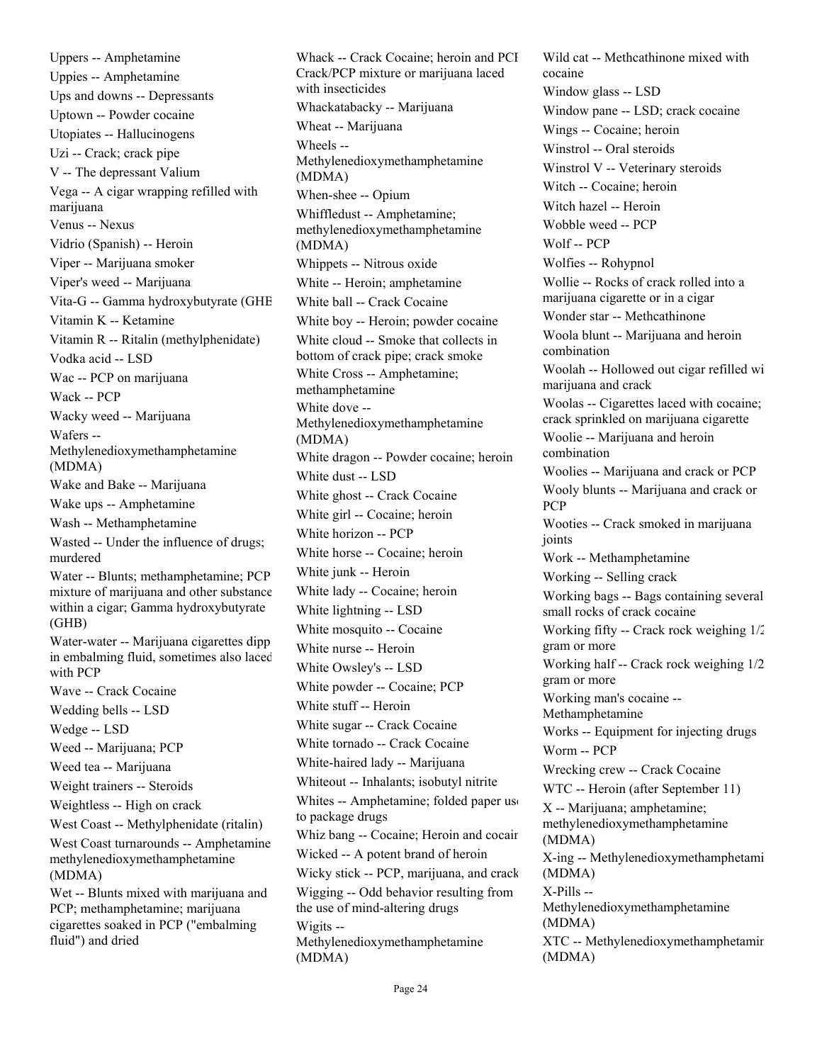Uppers -- Amphetamine

Uppies -- Amphetamine

Ups and downs -- Depressants

Uptown -- Powder cocaine

Utopiates -- Hallucinogens

Uzi -- Crack; crack pipe

V -- The depressant Valium

Vega -- A cigar wrapping refilled with marijuana

Venus -- Nexus

Vidrio (Spanish) -- Heroin

Viper -- Marijuana smoker

Viper's weed -- Marijuana

Vita-G -- Gamma hydroxybutyrate (GHB

Vitamin K -- Ketamine

Vitamin R -- Ritalin (methylphenidate)

Vodka acid -- LSD

Wac -- PCP on marijuana

Wack -- PCP

Wacky weed -- Marijuana

Wafers -- Methylenedioxymethamphetamine (MDMA)

Wake and Bake -- Marijuana

Wake ups -- Amphetamine

Wash -- Methamphetamine

Wasted -- Under the influence of drugs; murdered

Water -- Blunts; methamphetamine; PCP mixture of marijuana and other substance within a cigar; Gamma hydroxybutyrate (GHB)

Water-water -- Marijuana cigarettes dipp in embalming fluid, sometimes also laced with PCP

Wave -- Crack Cocaine

Wedding bells -- LSD

Wedge -- LSD

Weed -- Marijuana; PCP

Weed tea -- Marijuana

Weight trainers -- Steroids

Weightless -- High on crack

West Coast -- Methylphenidate (ritalin)

West Coast turnarounds -- Amphetamine methylenedioxymethamphetamine (MDMA)

Wet -- Blunts mixed with marijuana and PCP; methamphetamine; marijuana cigarettes soaked in PCP ("embalming fluid") and dried

Whack -- Crack Cocaine; heroin and PCP Crack/PCP mixture or marijuana laced with insecticides

Whackatabacky -- Marijuana

Wheat -- Marijuana

Wheels -- Methylenedioxymethamphetamine (MDMA)

When-shee -- Opium

Whiffledust -- Amphetamine; methylenedioxymethamphetamine (MDMA)

Whippets -- Nitrous oxide

White -- Heroin; amphetamine

White ball -- Crack Cocaine

White boy -- Heroin; powder cocaine

White cloud -- Smoke that collects in bottom of crack pipe; crack smoke

White Cross -- Amphetamine; methamphetamine

White dove -- Methylenedioxymethamphetamine (MDMA)

White dragon -- Powder cocaine; heroin

White dust -- LSD

White ghost -- Crack Cocaine

White girl -- Cocaine; heroin

White horizon -- PCP

White horse -- Cocaine; heroin

White junk -- Heroin

White lady -- Cocaine; heroin

White lightning -- LSD

White mosquito -- Cocaine

White nurse -- Heroin

White Owsley's -- LSD

White powder -- Cocaine; PCP

White stuff -- Heroin

White sugar -- Crack Cocaine

White tornado -- Crack Cocaine

White-haired lady -- Marijuana

Whiteout -- Inhalants; isobutyl nitrite

Whites -- Amphetamine; folded paper use to package drugs

Whiz bang -- Cocaine; Heroin and cocain

Wicked -- A potent brand of heroin

Wicky stick -- PCP, marijuana, and crack

Wigging -- Odd behavior resulting from the use of mind-altering drugs

Wigits -- Methylenedioxymethamphetamine (MDMA)

Wild cat -- Methcathinone mixed with cocaine

Window glass -- LSD

Window pane -- LSD; crack cocaine

Wings -- Cocaine; heroin

Winstrol -- Oral steroids

Winstrol V -- Veterinary steroids

Witch -- Cocaine; heroin

Witch hazel -- Heroin

Wobble weed -- PCP

Wolf -- PCP

Wolfies -- Rohypnol

Wollie -- Rocks of crack rolled into a marijuana cigarette or in a cigar

Wonder star -- Methcathinone

Woola blunt -- Marijuana and heroin combination

Woolah -- Hollowed out cigar refilled wi marijuana and crack

Woolas -- Cigarettes laced with cocaine; crack sprinkled on marijuana cigarette

Woolie -- Marijuana and heroin combination

Woolies -- Marijuana and crack or PCP

Wooly blunts -- Marijuana and crack or PCP

Wooties -- Crack smoked in marijuana joints

Work -- Methamphetamine

Working -- Selling crack

Working bags -- Bags containing several small rocks of crack cocaine

Working fifty -- Crack rock weighing 1/2 gram or more

Working half -- Crack rock weighing 1/2 gram or more

Working man's cocaine -- Methamphetamine

Works -- Equipment for injecting drugs

Worm -- PCP

Wrecking crew -- Crack Cocaine

WTC -- Heroin (after September 11)

X -- Marijuana; amphetamine; methylenedioxymethamphetamine (MDMA)

X-ing -- Methylenedioxymethamphetami (MDMA)

X-Pills -- Methylenedioxymethamphetamine (MDMA)

XTC -- Methylenedioxymethamphetamir (MDMA)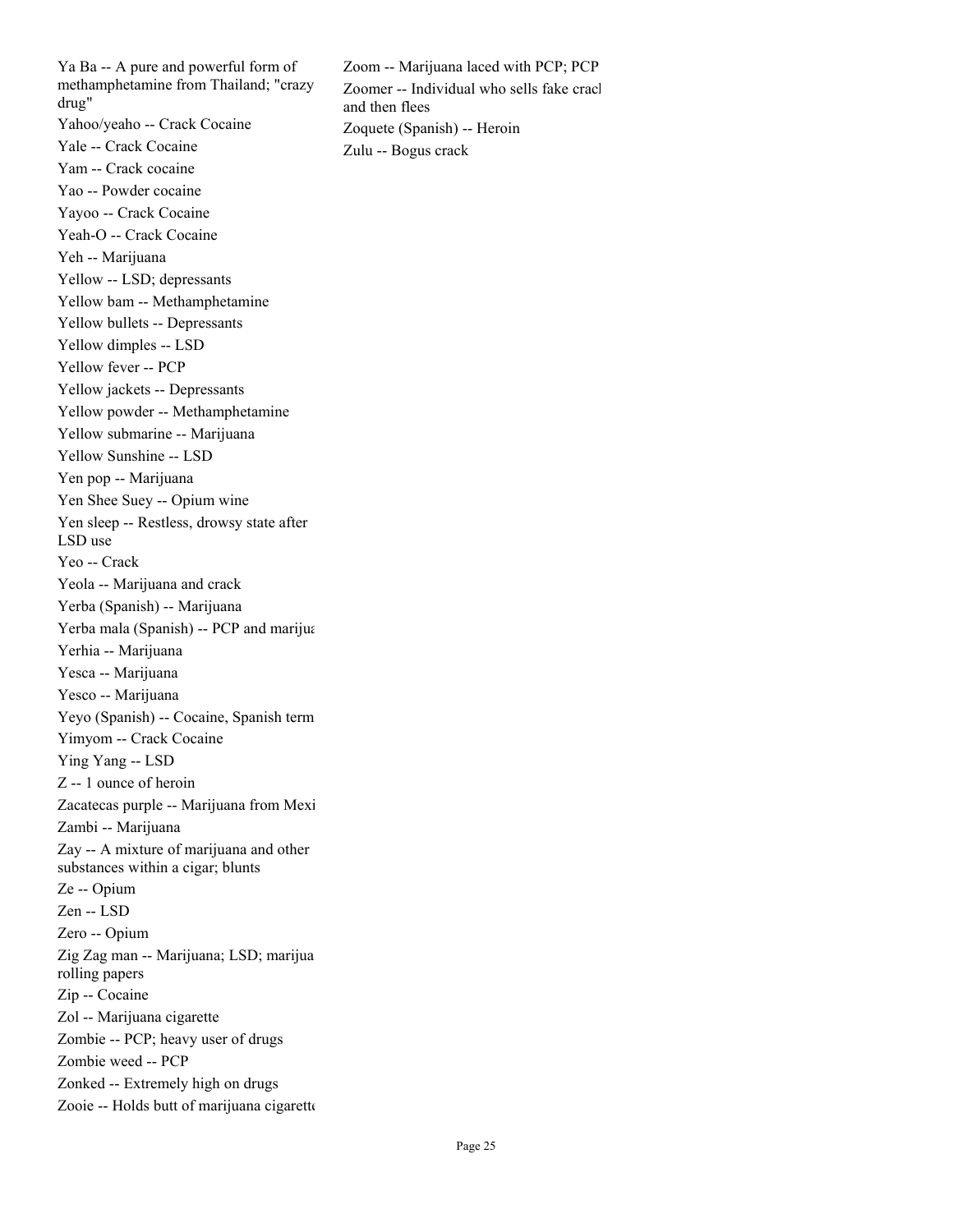Ya Ba -- A pure and powerful form of methamphetamine from Thailand; "crazy drug"

Yahoo/yeaho -- Crack Cocaine

Yale -- Crack Cocaine

Yam -- Crack cocaine

Yao -- Powder cocaine

Yayoo -- Crack Cocaine

Yeah-O -- Crack Cocaine

Yeh -- Marijuana

Yellow -- LSD; depressants

Yellow bam -- Methamphetamine

Yellow bullets -- Depressants

Yellow dimples -- LSD

Yellow fever -- PCP

Yellow jackets -- Depressants

Yellow powder -- Methamphetamine

Yellow submarine -- Marijuana

Yellow Sunshine -- LSD

Yen pop -- Marijuana

Yen Shee Suey -- Opium wine

Yen sleep -- Restless, drowsy state after LSD use

Yeo -- Crack

Yeola -- Marijuana and crack

Yerba (Spanish) -- Marijuana

Yerba mala (Spanish) -- PCP and marijua

Yerhia -- Marijuana

Yesca -- Marijuana

Yesco -- Marijuana

Yeyo (Spanish) -- Cocaine, Spanish term

Yimyom -- Crack Cocaine

Ying Yang -- LSD

Z -- 1 ounce of heroin

Zacatecas purple -- Marijuana from Mexi

Zambi -- Marijuana

Zay -- A mixture of marijuana and other substances within a cigar; blunts

Ze -- Opium

Zen -- LSD

Zero -- Opium

Zig Zag man -- Marijuana; LSD; marijua rolling papers

Zip -- Cocaine

Zol -- Marijuana cigarette

Zombie -- PCP; heavy user of drugs

Zombie weed -- PCP

Zonked -- Extremely high on drugs

Zooie -- Holds butt of marijuana cigarette

Zoom -- Marijuana laced with PCP; PCP

Zoomer -- Individual who sells fake cracl and then flees

Zoquete (Spanish) -- Heroin

Zulu -- Bogus crack